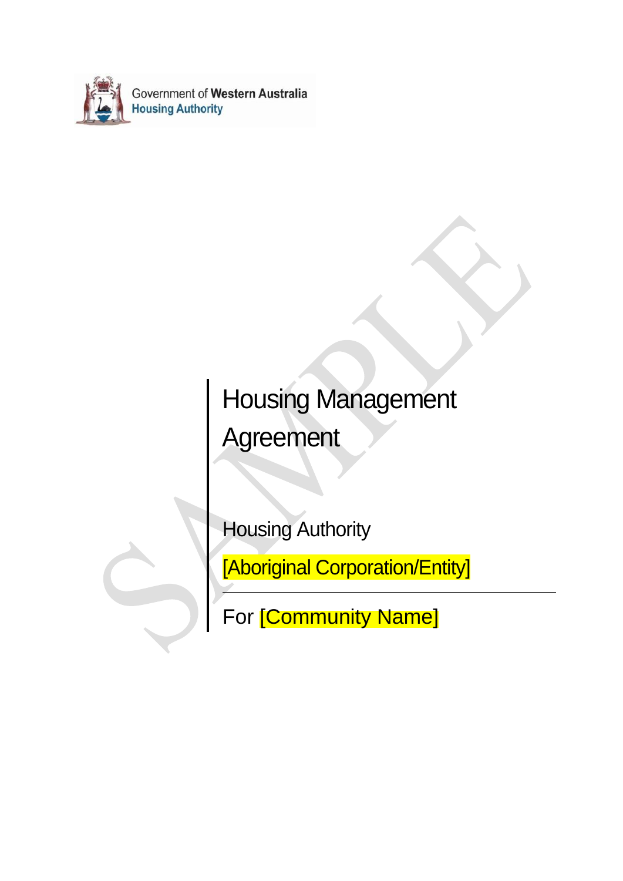Government of Western Australia
Housing Authority

# Housing Management Agreement

Housing Authority

[Aboriginal Corporation/Entity]

For [Community Name]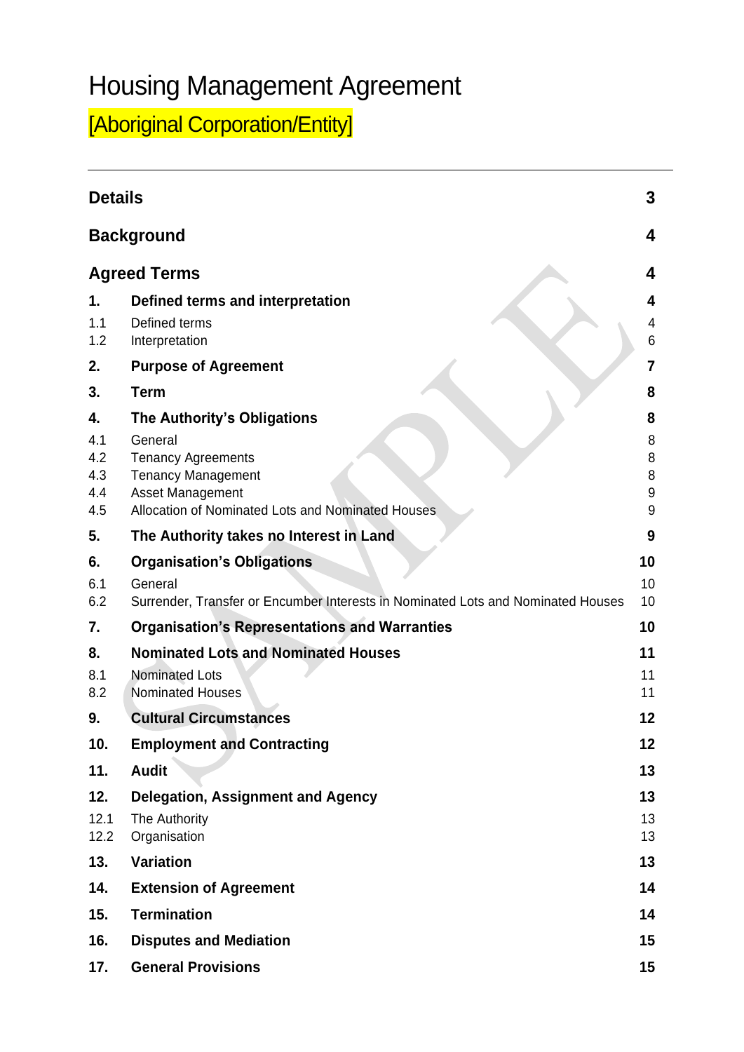# Housing Management Agreement

## [Aboriginal Corporation/Entity]

| | | |
|---|---|---|
| **Details** | | **3** |
| **Background** | | **4** |
| **Agreed Terms** | | **4** |
| **1.** | **Defined terms and interpretation** | **4** |
| 1.1 | Defined terms | 4 |
| 1.2 | Interpretation | 6 |
| **2.** | **Purpose of Agreement** | **7** |
| **3.** | **Term** | **8** |
| **4.** | **The Authority's Obligations** | **8** |
| 4.1 | General | 8 |
| 4.2 | Tenancy Agreements | 8 |
| 4.3 | Tenancy Management | 8 |
| 4.4 | Asset Management | 9 |
| 4.5 | Allocation of Nominated Lots and Nominated Houses | 9 |
| **5.** | **The Authority takes no Interest in Land** | **9** |
| **6.** | **Organisation's Obligations** | **10** |
| 6.1 | General | 10 |
| 6.2 | Surrender, Transfer or Encumber Interests in Nominated Lots and Nominated Houses | 10 |
| **7.** | **Organisation's Representations and Warranties** | **10** |
| **8.** | **Nominated Lots and Nominated Houses** | **11** |
| 8.1 | Nominated Lots | 11 |
| 8.2 | Nominated Houses | 11 |
| **9.** | **Cultural Circumstances** | **12** |
| **10.** | **Employment and Contracting** | **12** |
| **11.** | **Audit** | **13** |
| **12.** | **Delegation, Assignment and Agency** | **13** |
| 12.1 | The Authority | 13 |
| 12.2 | Organisation | 13 |
| **13.** | **Variation** | **13** |
| **14.** | **Extension of Agreement** | **14** |
| **15.** | **Termination** | **14** |
| **16.** | **Disputes and Mediation** | **15** |
| **17.** | **General Provisions** | **15** |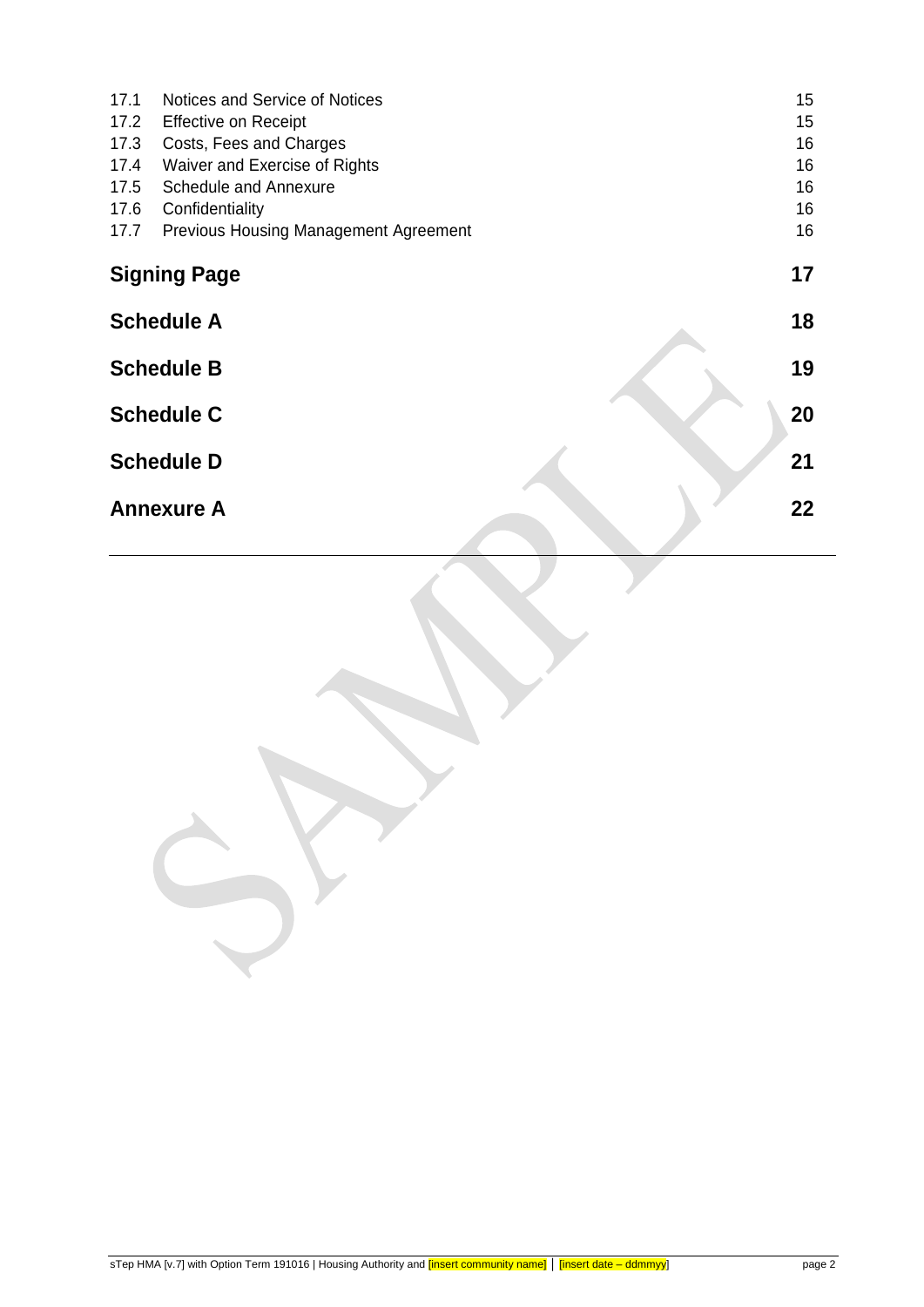| | | |
|---|---|---|
| 17.1 | Notices and Service of Notices | 15 |
| 17.2 | Effective on Receipt | 15 |
| 17.3 | Costs, Fees and Charges | 16 |
| 17.4 | Waiver and Exercise of Rights | 16 |
| 17.5 | Schedule and Annexure | 16 |
| 17.6 | Confidentiality | 16 |
| 17.7 | Previous Housing Management Agreement | 16 |

**Signing Page** **17**

**Schedule A** **18**

**Schedule B** **19**

**Schedule C** **20**

**Schedule D** **21**

**Annexure A** **22**

SAMPLE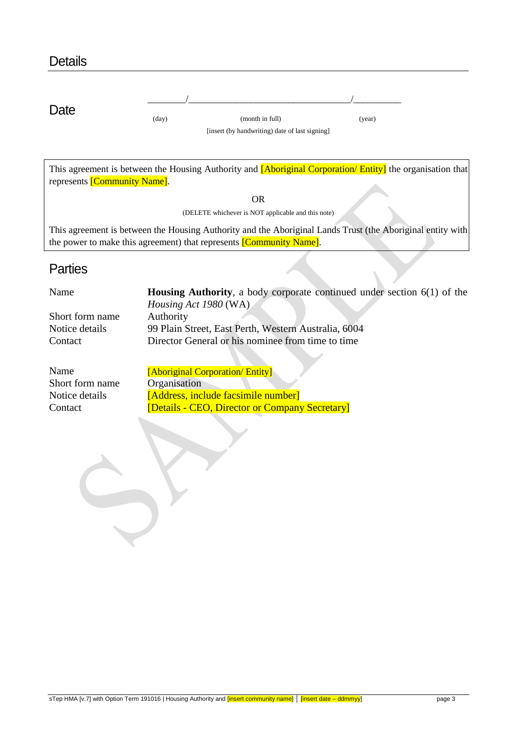## Details

## Date

\_\_\_\_\_\_\_\_/\_\_\_\_\_\_\_\_\_\_\_\_\_\_\_\_\_\_\_\_\_\_\_\_\_\_\_\_\_\_\_\_\_\_/\_\_\_\_\_\_\_\_\_\_

(day) (month in full) (year)

[insert (by handwriting) date of last signing]

This agreement is between the Housing Authority and [Aboriginal Corporation/ Entity] the organisation that represents [Community Name].

OR

(DELETE whichever is NOT applicable and this note)

This agreement is between the Housing Authority and the Aboriginal Lands Trust (the Aboriginal entity with the power to make this agreement) that represents [Community Name].

## Parties

| | |
|---|---|
| Name | **Housing Authority**, a body corporate continued under section 6(1) of the *Housing Act 1980* (WA) |
| Short form name | Authority |
| Notice details | 99 Plain Street, East Perth, Western Australia, 6004 |
| Contact | Director General or his nominee from time to time |

| | |
|---|---|
| Name | [Aboriginal Corporation/ Entity] |
| Short form name | Organisation |
| Notice details | [Address, include facsimile number] |
| Contact | [Details - CEO, Director or Company Secretary] |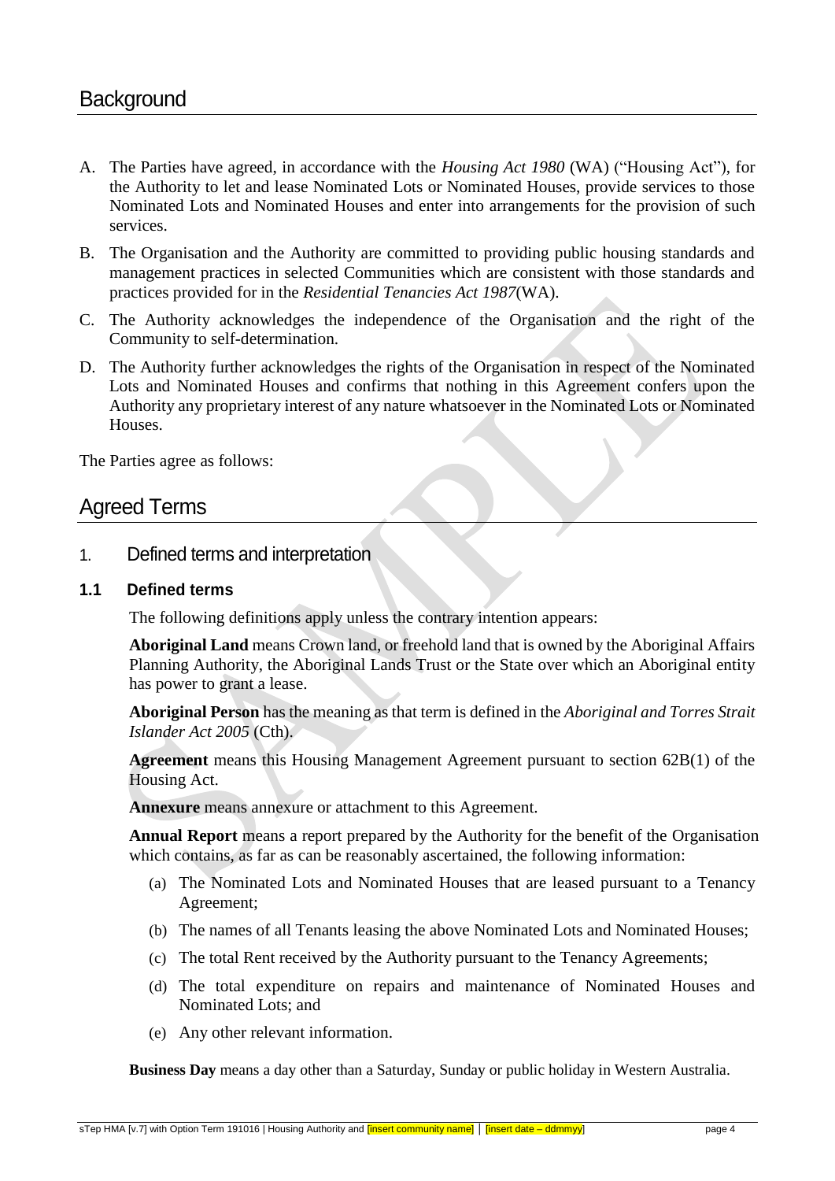# Background

A. The Parties have agreed, in accordance with the *Housing Act 1980* (WA) ("Housing Act"), for the Authority to let and lease Nominated Lots or Nominated Houses, provide services to those Nominated Lots and Nominated Houses and enter into arrangements for the provision of such services.

B. The Organisation and the Authority are committed to providing public housing standards and management practices in selected Communities which are consistent with those standards and practices provided for in the *Residential Tenancies Act 1987*(WA).

C. The Authority acknowledges the independence of the Organisation and the right of the Community to self-determination.

D. The Authority further acknowledges the rights of the Organisation in respect of the Nominated Lots and Nominated Houses and confirms that nothing in this Agreement confers upon the Authority any proprietary interest of any nature whatsoever in the Nominated Lots or Nominated Houses.

The Parties agree as follows:

# Agreed Terms

## 1. Defined terms and interpretation

### 1.1 Defined terms

The following definitions apply unless the contrary intention appears:

**Aboriginal Land** means Crown land, or freehold land that is owned by the Aboriginal Affairs Planning Authority, the Aboriginal Lands Trust or the State over which an Aboriginal entity has power to grant a lease.

**Aboriginal Person** has the meaning as that term is defined in the *Aboriginal and Torres Strait Islander Act 2005* (Cth).

**Agreement** means this Housing Management Agreement pursuant to section 62B(1) of the Housing Act.

**Annexure** means annexure or attachment to this Agreement.

**Annual Report** means a report prepared by the Authority for the benefit of the Organisation which contains, as far as can be reasonably ascertained, the following information:

(a) The Nominated Lots and Nominated Houses that are leased pursuant to a Tenancy Agreement;

(b) The names of all Tenants leasing the above Nominated Lots and Nominated Houses;

(c) The total Rent received by the Authority pursuant to the Tenancy Agreements;

(d) The total expenditure on repairs and maintenance of Nominated Houses and Nominated Lots; and

(e) Any other relevant information.

**Business Day** means a day other than a Saturday, Sunday or public holiday in Western Australia.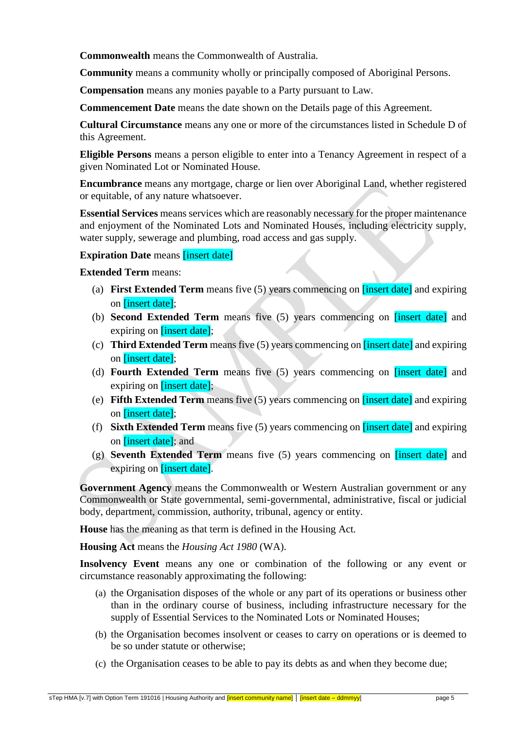**Commonwealth** means the Commonwealth of Australia.

**Community** means a community wholly or principally composed of Aboriginal Persons.

**Compensation** means any monies payable to a Party pursuant to Law.

**Commencement Date** means the date shown on the Details page of this Agreement.

**Cultural Circumstance** means any one or more of the circumstances listed in Schedule D of this Agreement.

**Eligible Persons** means a person eligible to enter into a Tenancy Agreement in respect of a given Nominated Lot or Nominated House.

**Encumbrance** means any mortgage, charge or lien over Aboriginal Land, whether registered or equitable, of any nature whatsoever.

**Essential Services** means services which are reasonably necessary for the proper maintenance and enjoyment of the Nominated Lots and Nominated Houses, including electricity supply, water supply, sewerage and plumbing, road access and gas supply.

**Expiration Date** means [insert date]

**Extended Term** means:

(a) **First Extended Term** means five (5) years commencing on [insert date] and expiring on [insert date];

(b) **Second Extended Term** means five (5) years commencing on [insert date] and expiring on [insert date];

(c) **Third Extended Term** means five (5) years commencing on [insert date] and expiring on [insert date];

(d) **Fourth Extended Term** means five (5) years commencing on [insert date] and expiring on [insert date];

(e) **Fifth Extended Term** means five (5) years commencing on [insert date] and expiring on [insert date];

(f) **Sixth Extended Term** means five (5) years commencing on [insert date] and expiring on [insert date]; and

(g) **Seventh Extended Term** means five (5) years commencing on [insert date] and expiring on [insert date].

**Government Agency** means the Commonwealth or Western Australian government or any Commonwealth or State governmental, semi-governmental, administrative, fiscal or judicial body, department, commission, authority, tribunal, agency or entity.

**House** has the meaning as that term is defined in the Housing Act.

**Housing Act** means the *Housing Act 1980* (WA).

**Insolvency Event** means any one or combination of the following or any event or circumstance reasonably approximating the following:

(a) the Organisation disposes of the whole or any part of its operations or business other than in the ordinary course of business, including infrastructure necessary for the supply of Essential Services to the Nominated Lots or Nominated Houses;

(b) the Organisation becomes insolvent or ceases to carry on operations or is deemed to be so under statute or otherwise;

(c) the Organisation ceases to be able to pay its debts as and when they become due;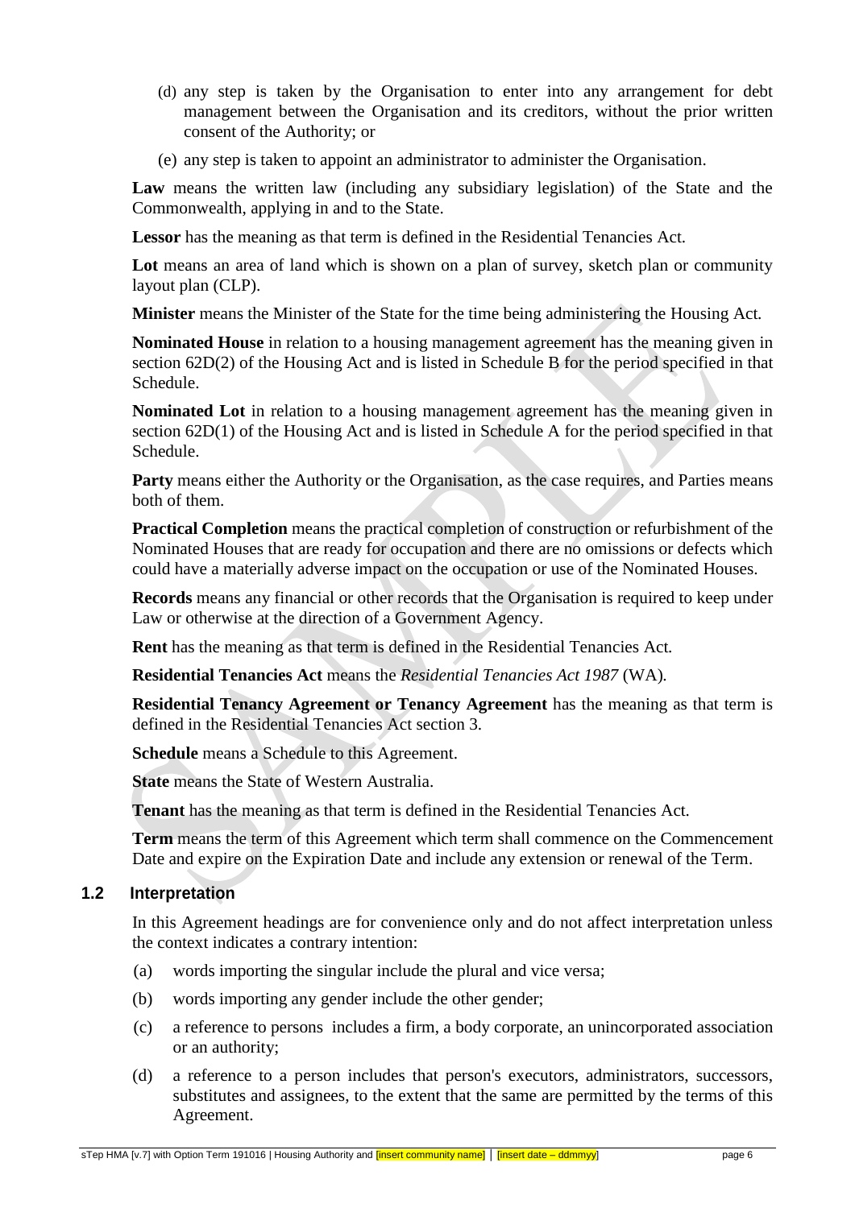(d) any step is taken by the Organisation to enter into any arrangement for debt management between the Organisation and its creditors, without the prior written consent of the Authority; or

(e) any step is taken to appoint an administrator to administer the Organisation.

**Law** means the written law (including any subsidiary legislation) of the State and the Commonwealth, applying in and to the State.

**Lessor** has the meaning as that term is defined in the Residential Tenancies Act.

**Lot** means an area of land which is shown on a plan of survey, sketch plan or community layout plan (CLP).

**Minister** means the Minister of the State for the time being administering the Housing Act.

**Nominated House** in relation to a housing management agreement has the meaning given in section 62D(2) of the Housing Act and is listed in Schedule B for the period specified in that Schedule.

**Nominated Lot** in relation to a housing management agreement has the meaning given in section 62D(1) of the Housing Act and is listed in Schedule A for the period specified in that Schedule.

**Party** means either the Authority or the Organisation, as the case requires, and Parties means both of them.

**Practical Completion** means the practical completion of construction or refurbishment of the Nominated Houses that are ready for occupation and there are no omissions or defects which could have a materially adverse impact on the occupation or use of the Nominated Houses.

**Records** means any financial or other records that the Organisation is required to keep under Law or otherwise at the direction of a Government Agency.

**Rent** has the meaning as that term is defined in the Residential Tenancies Act.

**Residential Tenancies Act** means the *Residential Tenancies Act 1987* (WA).

**Residential Tenancy Agreement or Tenancy Agreement** has the meaning as that term is defined in the Residential Tenancies Act section 3.

**Schedule** means a Schedule to this Agreement.

**State** means the State of Western Australia.

**Tenant** has the meaning as that term is defined in the Residential Tenancies Act.

**Term** means the term of this Agreement which term shall commence on the Commencement Date and expire on the Expiration Date and include any extension or renewal of the Term.

## 1.2 Interpretation

In this Agreement headings are for convenience only and do not affect interpretation unless the context indicates a contrary intention:

(a) words importing the singular include the plural and vice versa;

(b) words importing any gender include the other gender;

(c) a reference to persons includes a firm, a body corporate, an unincorporated association or an authority;

(d) a reference to a person includes that person's executors, administrators, successors, substitutes and assignees, to the extent that the same are permitted by the terms of this Agreement.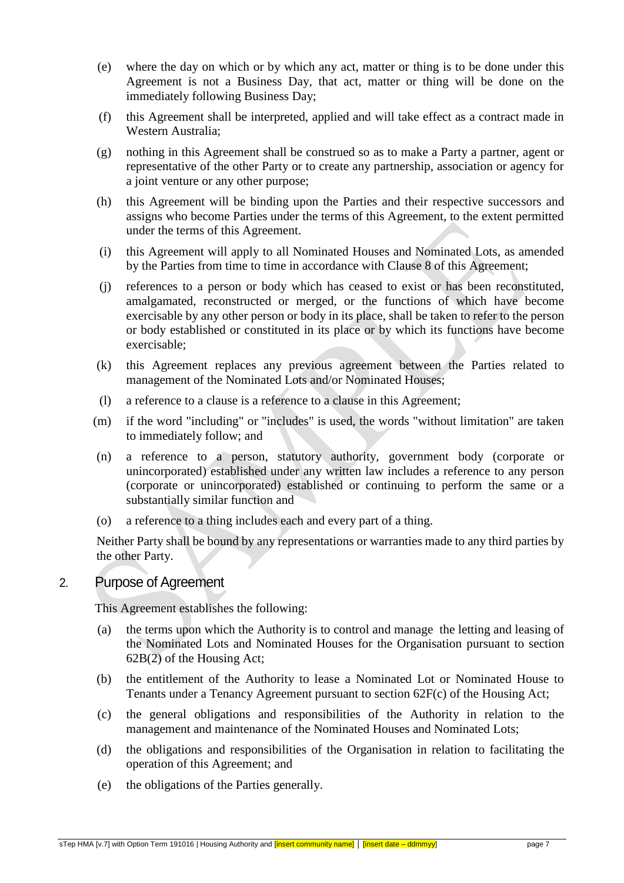(e) where the day on which or by which any act, matter or thing is to be done under this Agreement is not a Business Day, that act, matter or thing will be done on the immediately following Business Day;

(f) this Agreement shall be interpreted, applied and will take effect as a contract made in Western Australia;

(g) nothing in this Agreement shall be construed so as to make a Party a partner, agent or representative of the other Party or to create any partnership, association or agency for a joint venture or any other purpose;

(h) this Agreement will be binding upon the Parties and their respective successors and assigns who become Parties under the terms of this Agreement, to the extent permitted under the terms of this Agreement.

(i) this Agreement will apply to all Nominated Houses and Nominated Lots, as amended by the Parties from time to time in accordance with Clause 8 of this Agreement;

(j) references to a person or body which has ceased to exist or has been reconstituted, amalgamated, reconstructed or merged, or the functions of which have become exercisable by any other person or body in its place, shall be taken to refer to the person or body established or constituted in its place or by which its functions have become exercisable;

(k) this Agreement replaces any previous agreement between the Parties related to management of the Nominated Lots and/or Nominated Houses;

(l) a reference to a clause is a reference to a clause in this Agreement;

(m) if the word "including" or "includes" is used, the words "without limitation" are taken to immediately follow; and

(n) a reference to a person, statutory authority, government body (corporate or unincorporated) established under any written law includes a reference to any person (corporate or unincorporated) established or continuing to perform the same or a substantially similar function and

(o) a reference to a thing includes each and every part of a thing.

Neither Party shall be bound by any representations or warranties made to any third parties by the other Party.

## 2. Purpose of Agreement

This Agreement establishes the following:

(a) the terms upon which the Authority is to control and manage the letting and leasing of the Nominated Lots and Nominated Houses for the Organisation pursuant to section 62B(2) of the Housing Act;

(b) the entitlement of the Authority to lease a Nominated Lot or Nominated House to Tenants under a Tenancy Agreement pursuant to section 62F(c) of the Housing Act;

(c) the general obligations and responsibilities of the Authority in relation to the management and maintenance of the Nominated Houses and Nominated Lots;

(d) the obligations and responsibilities of the Organisation in relation to facilitating the operation of this Agreement; and

(e) the obligations of the Parties generally.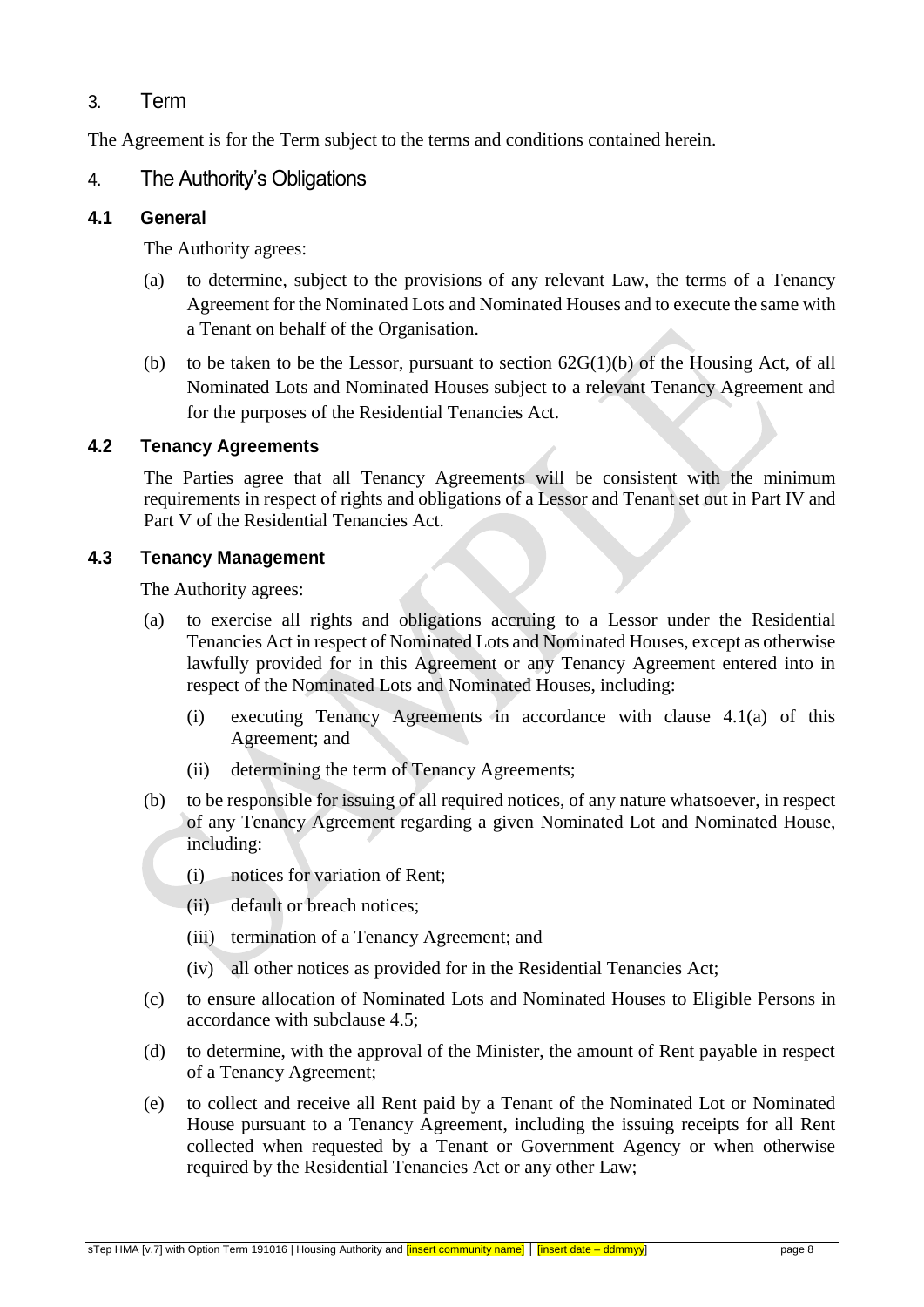## 3. Term

The Agreement is for the Term subject to the terms and conditions contained herein.

## 4. The Authority's Obligations

### 4.1 General

The Authority agrees:

(a) to determine, subject to the provisions of any relevant Law, the terms of a Tenancy Agreement for the Nominated Lots and Nominated Houses and to execute the same with a Tenant on behalf of the Organisation.

(b) to be taken to be the Lessor, pursuant to section 62G(1)(b) of the Housing Act, of all Nominated Lots and Nominated Houses subject to a relevant Tenancy Agreement and for the purposes of the Residential Tenancies Act.

### 4.2 Tenancy Agreements

The Parties agree that all Tenancy Agreements will be consistent with the minimum requirements in respect of rights and obligations of a Lessor and Tenant set out in Part IV and Part V of the Residential Tenancies Act.

### 4.3 Tenancy Management

The Authority agrees:

(a) to exercise all rights and obligations accruing to a Lessor under the Residential Tenancies Act in respect of Nominated Lots and Nominated Houses, except as otherwise lawfully provided for in this Agreement or any Tenancy Agreement entered into in respect of the Nominated Lots and Nominated Houses, including:

   (i) executing Tenancy Agreements in accordance with clause 4.1(a) of this Agreement; and

   (ii) determining the term of Tenancy Agreements;

(b) to be responsible for issuing of all required notices, of any nature whatsoever, in respect of any Tenancy Agreement regarding a given Nominated Lot and Nominated House, including:

   (i) notices for variation of Rent;

   (ii) default or breach notices;

   (iii) termination of a Tenancy Agreement; and

   (iv) all other notices as provided for in the Residential Tenancies Act;

(c) to ensure allocation of Nominated Lots and Nominated Houses to Eligible Persons in accordance with subclause 4.5;

(d) to determine, with the approval of the Minister, the amount of Rent payable in respect of a Tenancy Agreement;

(e) to collect and receive all Rent paid by a Tenant of the Nominated Lot or Nominated House pursuant to a Tenancy Agreement, including the issuing receipts for all Rent collected when requested by a Tenant or Government Agency or when otherwise required by the Residential Tenancies Act or any other Law;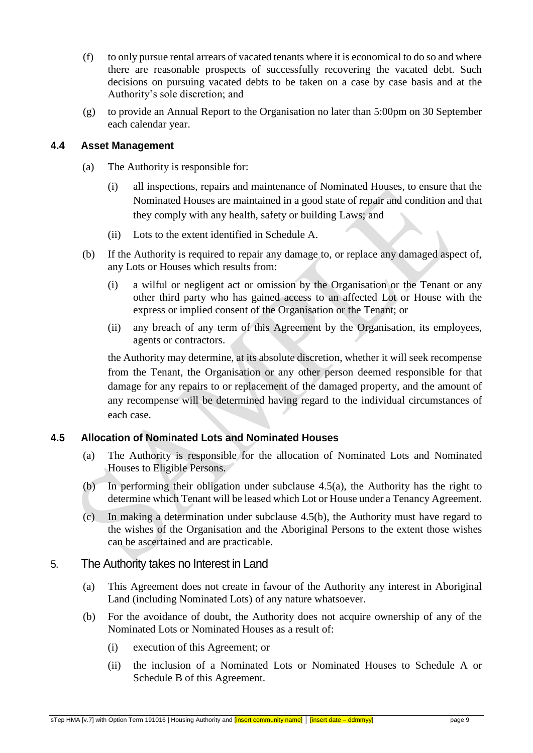(f) to only pursue rental arrears of vacated tenants where it is economical to do so and where there are reasonable prospects of successfully recovering the vacated debt. Such decisions on pursuing vacated debts to be taken on a case by case basis and at the Authority's sole discretion; and

(g) to provide an Annual Report to the Organisation no later than 5:00pm on 30 September each calendar year.

### 4.4 Asset Management

(a) The Authority is responsible for:

(i) all inspections, repairs and maintenance of Nominated Houses, to ensure that the Nominated Houses are maintained in a good state of repair and condition and that they comply with any health, safety or building Laws; and

(ii) Lots to the extent identified in Schedule A.

(b) If the Authority is required to repair any damage to, or replace any damaged aspect of, any Lots or Houses which results from:

(i) a wilful or negligent act or omission by the Organisation or the Tenant or any other third party who has gained access to an affected Lot or House with the express or implied consent of the Organisation or the Tenant; or

(ii) any breach of any term of this Agreement by the Organisation, its employees, agents or contractors.

the Authority may determine, at its absolute discretion, whether it will seek recompense from the Tenant, the Organisation or any other person deemed responsible for that damage for any repairs to or replacement of the damaged property, and the amount of any recompense will be determined having regard to the individual circumstances of each case.

### 4.5 Allocation of Nominated Lots and Nominated Houses

(a) The Authority is responsible for the allocation of Nominated Lots and Nominated Houses to Eligible Persons.

(b) In performing their obligation under subclause 4.5(a), the Authority has the right to determine which Tenant will be leased which Lot or House under a Tenancy Agreement.

(c) In making a determination under subclause 4.5(b), the Authority must have regard to the wishes of the Organisation and the Aboriginal Persons to the extent those wishes can be ascertained and are practicable.

## 5. The Authority takes no Interest in Land

(a) This Agreement does not create in favour of the Authority any interest in Aboriginal Land (including Nominated Lots) of any nature whatsoever.

(b) For the avoidance of doubt, the Authority does not acquire ownership of any of the Nominated Lots or Nominated Houses as a result of:

(i) execution of this Agreement; or

(ii) the inclusion of a Nominated Lots or Nominated Houses to Schedule A or Schedule B of this Agreement.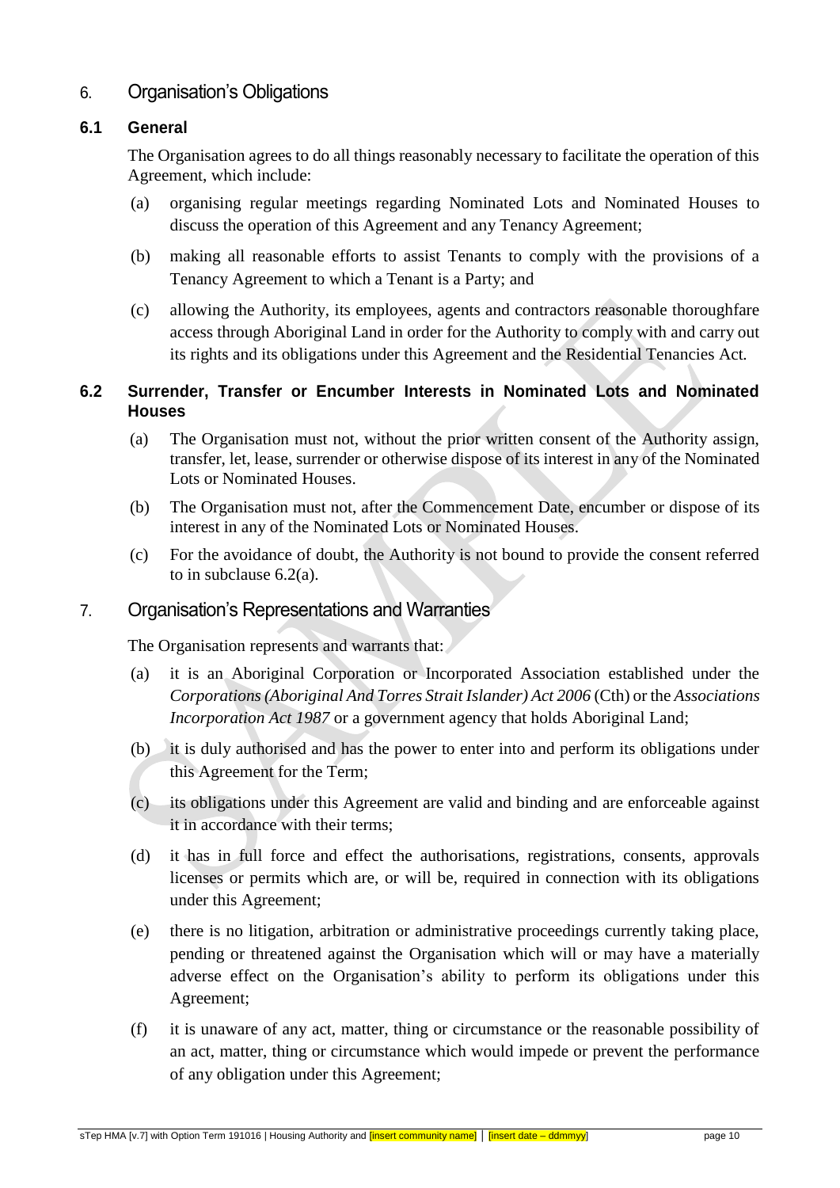## 6. Organisation's Obligations

### 6.1 General

The Organisation agrees to do all things reasonably necessary to facilitate the operation of this Agreement, which include:

(a) organising regular meetings regarding Nominated Lots and Nominated Houses to discuss the operation of this Agreement and any Tenancy Agreement;

(b) making all reasonable efforts to assist Tenants to comply with the provisions of a Tenancy Agreement to which a Tenant is a Party; and

(c) allowing the Authority, its employees, agents and contractors reasonable thoroughfare access through Aboriginal Land in order for the Authority to comply with and carry out its rights and its obligations under this Agreement and the Residential Tenancies Act.

### 6.2 Surrender, Transfer or Encumber Interests in Nominated Lots and Nominated Houses

(a) The Organisation must not, without the prior written consent of the Authority assign, transfer, let, lease, surrender or otherwise dispose of its interest in any of the Nominated Lots or Nominated Houses.

(b) The Organisation must not, after the Commencement Date, encumber or dispose of its interest in any of the Nominated Lots or Nominated Houses.

(c) For the avoidance of doubt, the Authority is not bound to provide the consent referred to in subclause 6.2(a).

## 7. Organisation's Representations and Warranties

The Organisation represents and warrants that:

(a) it is an Aboriginal Corporation or Incorporated Association established under the *Corporations (Aboriginal And Torres Strait Islander) Act 2006* (Cth) or the *Associations Incorporation Act 1987* or a government agency that holds Aboriginal Land;

(b) it is duly authorised and has the power to enter into and perform its obligations under this Agreement for the Term;

(c) its obligations under this Agreement are valid and binding and are enforceable against it in accordance with their terms;

(d) it has in full force and effect the authorisations, registrations, consents, approvals licenses or permits which are, or will be, required in connection with its obligations under this Agreement;

(e) there is no litigation, arbitration or administrative proceedings currently taking place, pending or threatened against the Organisation which will or may have a materially adverse effect on the Organisation's ability to perform its obligations under this Agreement;

(f) it is unaware of any act, matter, thing or circumstance or the reasonable possibility of an act, matter, thing or circumstance which would impede or prevent the performance of any obligation under this Agreement;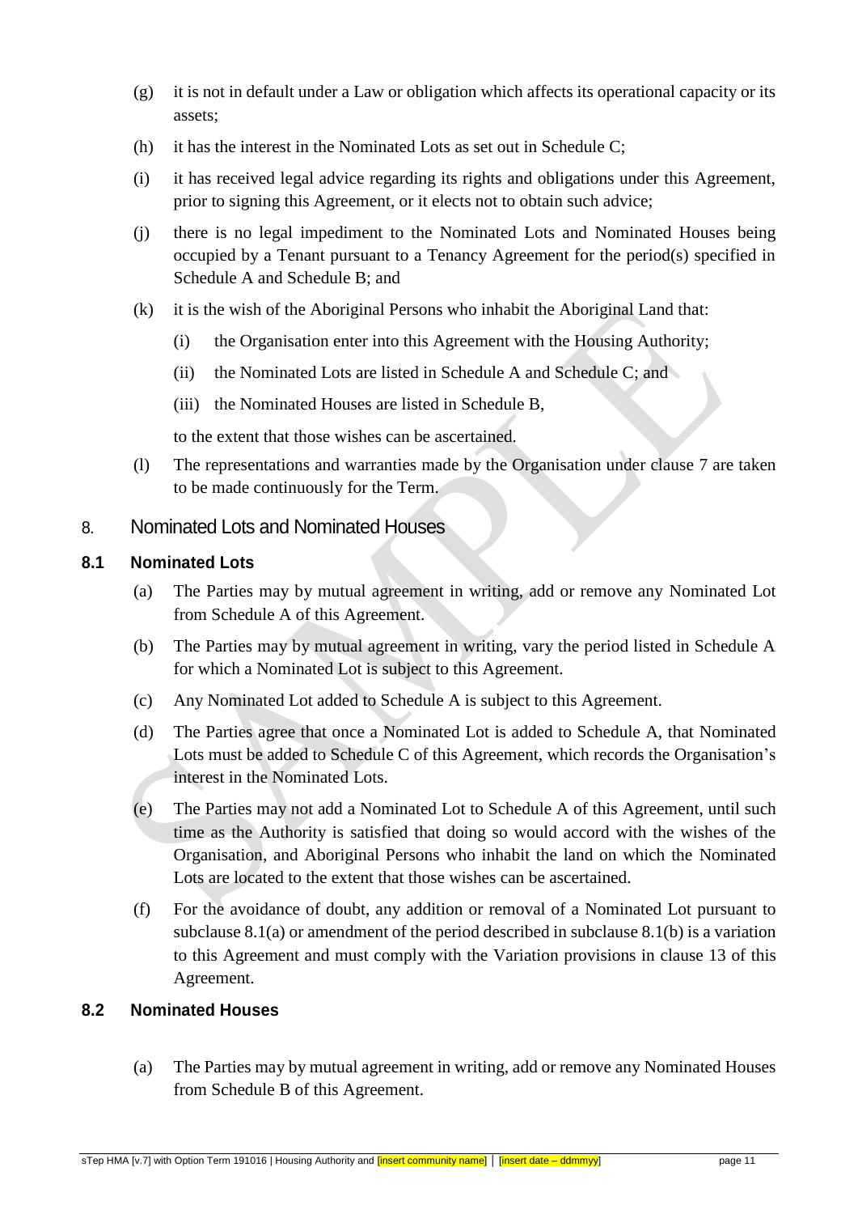(g) it is not in default under a Law or obligation which affects its operational capacity or its assets;

(h) it has the interest in the Nominated Lots as set out in Schedule C;

(i) it has received legal advice regarding its rights and obligations under this Agreement, prior to signing this Agreement, or it elects not to obtain such advice;

(j) there is no legal impediment to the Nominated Lots and Nominated Houses being occupied by a Tenant pursuant to a Tenancy Agreement for the period(s) specified in Schedule A and Schedule B; and

(k) it is the wish of the Aboriginal Persons who inhabit the Aboriginal Land that:

   (i) the Organisation enter into this Agreement with the Housing Authority;

   (ii) the Nominated Lots are listed in Schedule A and Schedule C; and

   (iii) the Nominated Houses are listed in Schedule B,

   to the extent that those wishes can be ascertained.

(l) The representations and warranties made by the Organisation under clause 7 are taken to be made continuously for the Term.

## 8. Nominated Lots and Nominated Houses

### 8.1 Nominated Lots

(a) The Parties may by mutual agreement in writing, add or remove any Nominated Lot from Schedule A of this Agreement.

(b) The Parties may by mutual agreement in writing, vary the period listed in Schedule A for which a Nominated Lot is subject to this Agreement.

(c) Any Nominated Lot added to Schedule A is subject to this Agreement.

(d) The Parties agree that once a Nominated Lot is added to Schedule A, that Nominated Lots must be added to Schedule C of this Agreement, which records the Organisation's interest in the Nominated Lots.

(e) The Parties may not add a Nominated Lot to Schedule A of this Agreement, until such time as the Authority is satisfied that doing so would accord with the wishes of the Organisation, and Aboriginal Persons who inhabit the land on which the Nominated Lots are located to the extent that those wishes can be ascertained.

(f) For the avoidance of doubt, any addition or removal of a Nominated Lot pursuant to subclause 8.1(a) or amendment of the period described in subclause 8.1(b) is a variation to this Agreement and must comply with the Variation provisions in clause 13 of this Agreement.

### 8.2 Nominated Houses

(a) The Parties may by mutual agreement in writing, add or remove any Nominated Houses from Schedule B of this Agreement.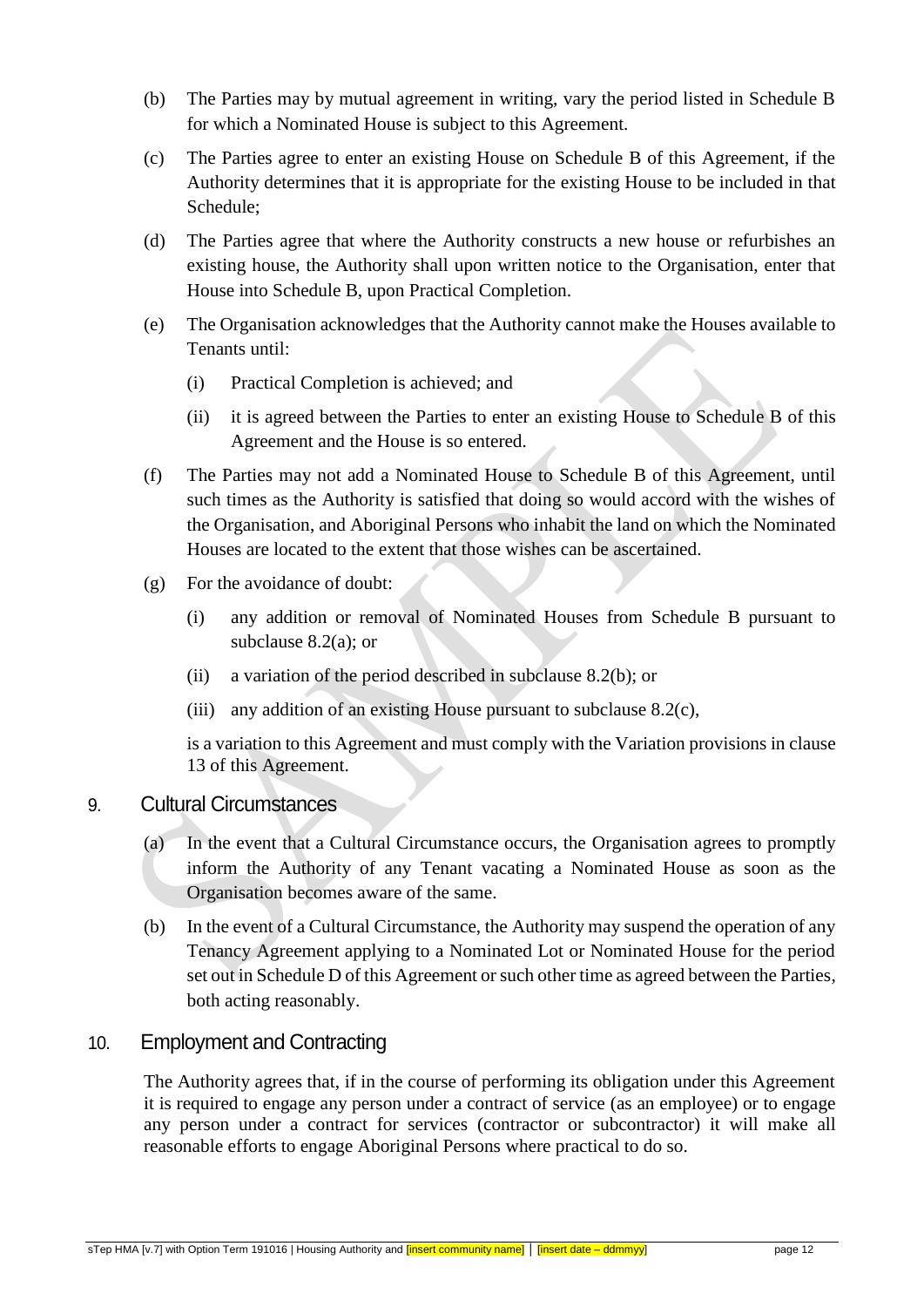(b) The Parties may by mutual agreement in writing, vary the period listed in Schedule B for which a Nominated House is subject to this Agreement.

(c) The Parties agree to enter an existing House on Schedule B of this Agreement, if the Authority determines that it is appropriate for the existing House to be included in that Schedule;

(d) The Parties agree that where the Authority constructs a new house or refurbishes an existing house, the Authority shall upon written notice to the Organisation, enter that House into Schedule B, upon Practical Completion.

(e) The Organisation acknowledges that the Authority cannot make the Houses available to Tenants until:

   (i) Practical Completion is achieved; and

   (ii) it is agreed between the Parties to enter an existing House to Schedule B of this Agreement and the House is so entered.

(f) The Parties may not add a Nominated House to Schedule B of this Agreement, until such times as the Authority is satisfied that doing so would accord with the wishes of the Organisation, and Aboriginal Persons who inhabit the land on which the Nominated Houses are located to the extent that those wishes can be ascertained.

(g) For the avoidance of doubt:

   (i) any addition or removal of Nominated Houses from Schedule B pursuant to subclause 8.2(a); or

   (ii) a variation of the period described in subclause 8.2(b); or

   (iii) any addition of an existing House pursuant to subclause 8.2(c),

   is a variation to this Agreement and must comply with the Variation provisions in clause 13 of this Agreement.

## 9. Cultural Circumstances

(a) In the event that a Cultural Circumstance occurs, the Organisation agrees to promptly inform the Authority of any Tenant vacating a Nominated House as soon as the Organisation becomes aware of the same.

(b) In the event of a Cultural Circumstance, the Authority may suspend the operation of any Tenancy Agreement applying to a Nominated Lot or Nominated House for the period set out in Schedule D of this Agreement or such other time as agreed between the Parties, both acting reasonably.

## 10. Employment and Contracting

The Authority agrees that, if in the course of performing its obligation under this Agreement it is required to engage any person under a contract of service (as an employee) or to engage any person under a contract for services (contractor or subcontractor) it will make all reasonable efforts to engage Aboriginal Persons where practical to do so.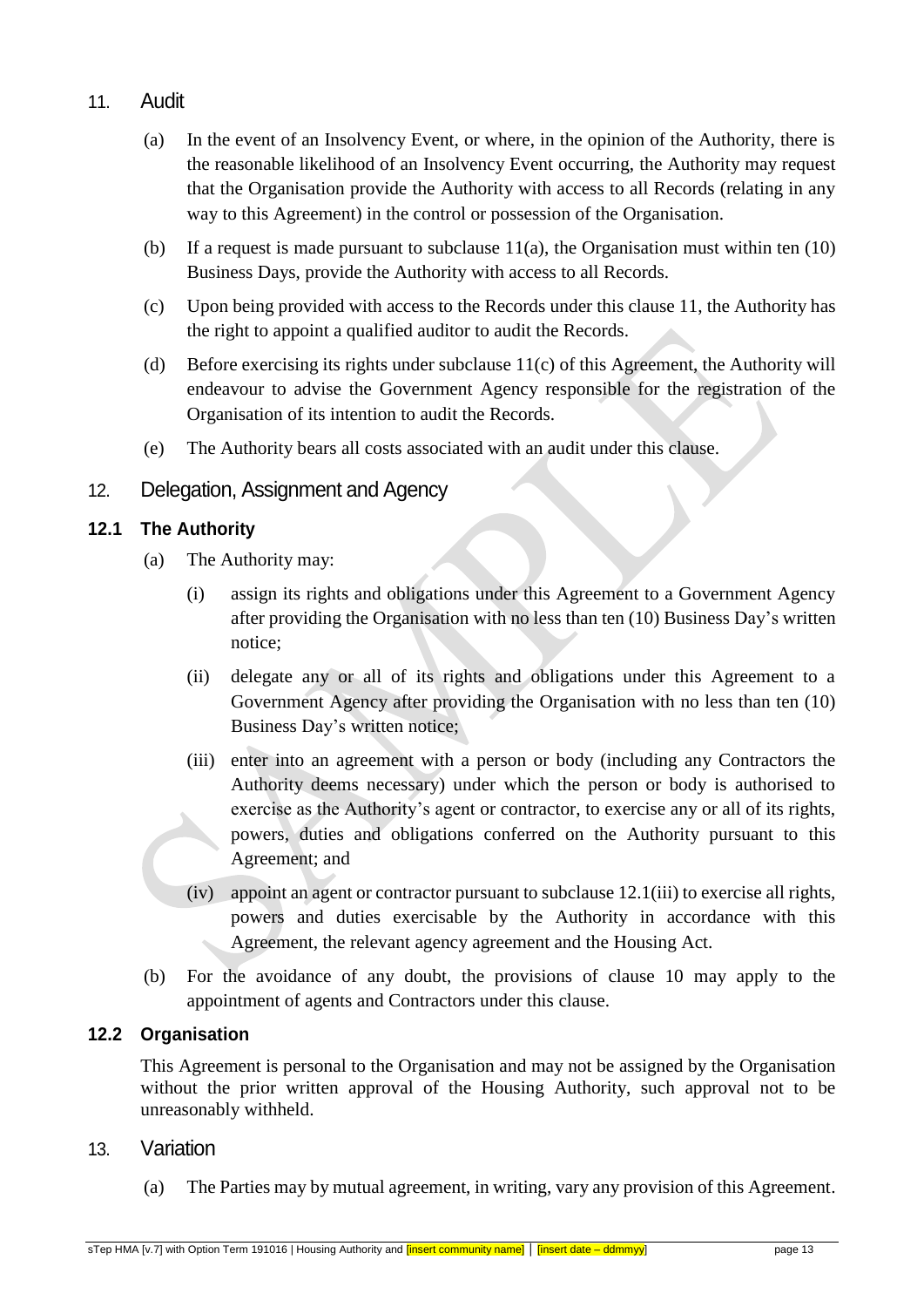## 11. Audit

(a) In the event of an Insolvency Event, or where, in the opinion of the Authority, there is the reasonable likelihood of an Insolvency Event occurring, the Authority may request that the Organisation provide the Authority with access to all Records (relating in any way to this Agreement) in the control or possession of the Organisation.

(b) If a request is made pursuant to subclause 11(a), the Organisation must within ten (10) Business Days, provide the Authority with access to all Records.

(c) Upon being provided with access to the Records under this clause 11, the Authority has the right to appoint a qualified auditor to audit the Records.

(d) Before exercising its rights under subclause 11(c) of this Agreement, the Authority will endeavour to advise the Government Agency responsible for the registration of the Organisation of its intention to audit the Records.

(e) The Authority bears all costs associated with an audit under this clause.

## 12. Delegation, Assignment and Agency

### 12.1 The Authority

(a) The Authority may:

(i) assign its rights and obligations under this Agreement to a Government Agency after providing the Organisation with no less than ten (10) Business Day's written notice;

(ii) delegate any or all of its rights and obligations under this Agreement to a Government Agency after providing the Organisation with no less than ten (10) Business Day's written notice;

(iii) enter into an agreement with a person or body (including any Contractors the Authority deems necessary) under which the person or body is authorised to exercise as the Authority's agent or contractor, to exercise any or all of its rights, powers, duties and obligations conferred on the Authority pursuant to this Agreement; and

(iv) appoint an agent or contractor pursuant to subclause 12.1(iii) to exercise all rights, powers and duties exercisable by the Authority in accordance with this Agreement, the relevant agency agreement and the Housing Act.

(b) For the avoidance of any doubt, the provisions of clause 10 may apply to the appointment of agents and Contractors under this clause.

### 12.2 Organisation

This Agreement is personal to the Organisation and may not be assigned by the Organisation without the prior written approval of the Housing Authority, such approval not to be unreasonably withheld.

## 13. Variation

(a) The Parties may by mutual agreement, in writing, vary any provision of this Agreement.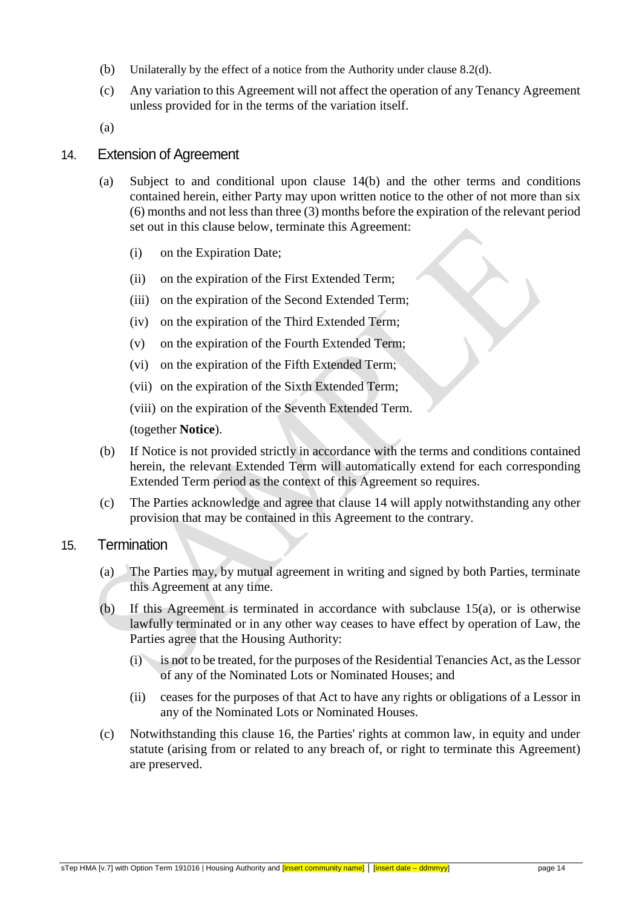(b) Unilaterally by the effect of a notice from the Authority under clause 8.2(d).

(c) Any variation to this Agreement will not affect the operation of any Tenancy Agreement unless provided for in the terms of the variation itself.

(a)

## 14. Extension of Agreement

(a) Subject to and conditional upon clause 14(b) and the other terms and conditions contained herein, either Party may upon written notice to the other of not more than six (6) months and not less than three (3) months before the expiration of the relevant period set out in this clause below, terminate this Agreement:

  (i) on the Expiration Date;

  (ii) on the expiration of the First Extended Term;

  (iii) on the expiration of the Second Extended Term;

  (iv) on the expiration of the Third Extended Term;

  (v) on the expiration of the Fourth Extended Term;

  (vi) on the expiration of the Fifth Extended Term;

  (vii) on the expiration of the Sixth Extended Term;

  (viii) on the expiration of the Seventh Extended Term.

  (together **Notice**).

(b) If Notice is not provided strictly in accordance with the terms and conditions contained herein, the relevant Extended Term will automatically extend for each corresponding Extended Term period as the context of this Agreement so requires.

(c) The Parties acknowledge and agree that clause 14 will apply notwithstanding any other provision that may be contained in this Agreement to the contrary.

## 15. Termination

(a) The Parties may, by mutual agreement in writing and signed by both Parties, terminate this Agreement at any time.

(b) If this Agreement is terminated in accordance with subclause 15(a), or is otherwise lawfully terminated or in any other way ceases to have effect by operation of Law, the Parties agree that the Housing Authority:

  (i) is not to be treated, for the purposes of the Residential Tenancies Act, as the Lessor of any of the Nominated Lots or Nominated Houses; and

  (ii) ceases for the purposes of that Act to have any rights or obligations of a Lessor in any of the Nominated Lots or Nominated Houses.

(c) Notwithstanding this clause 16, the Parties' rights at common law, in equity and under statute (arising from or related to any breach of, or right to terminate this Agreement) are preserved.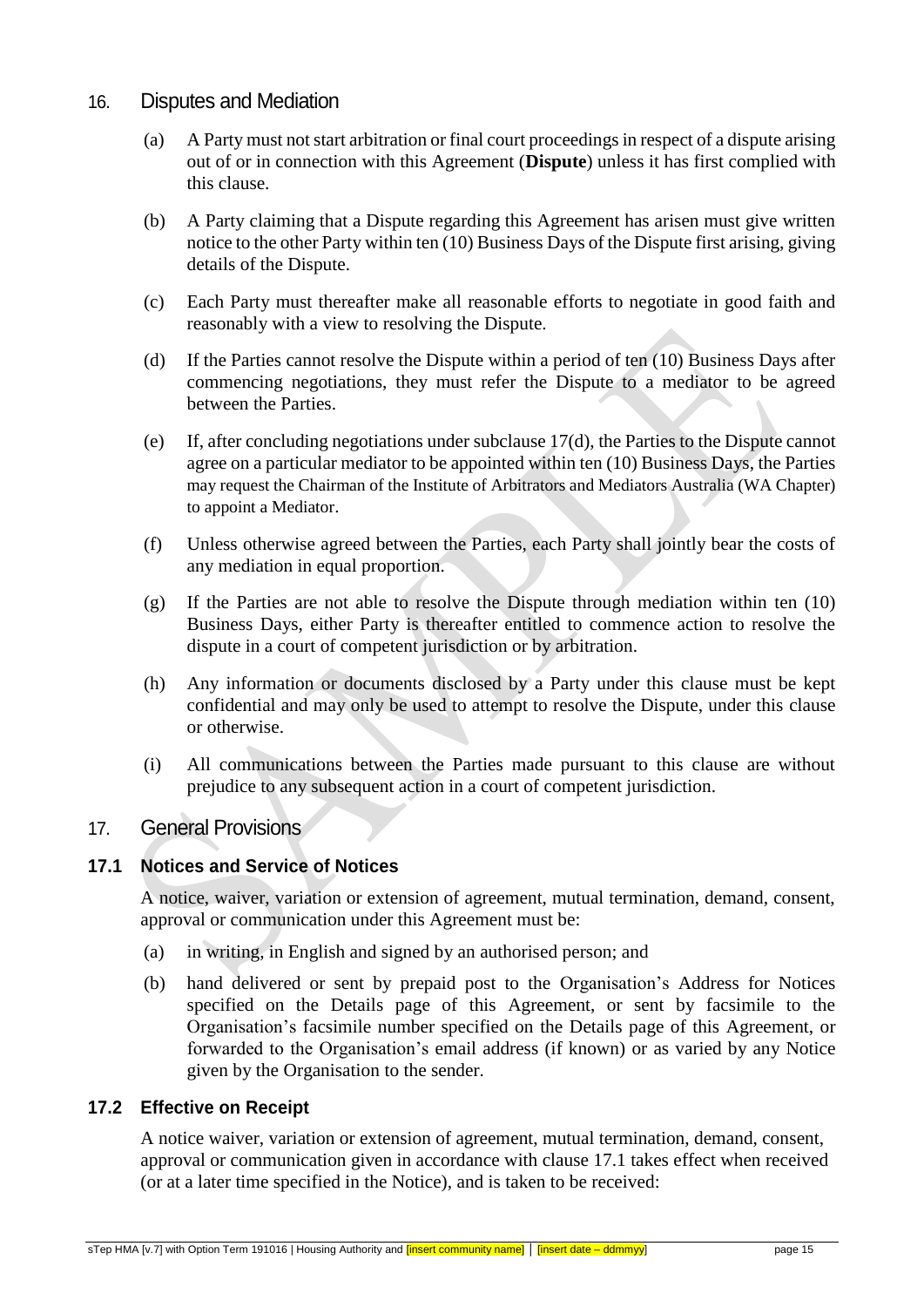## 16. Disputes and Mediation

(a) A Party must not start arbitration or final court proceedings in respect of a dispute arising out of or in connection with this Agreement (**Dispute**) unless it has first complied with this clause.

(b) A Party claiming that a Dispute regarding this Agreement has arisen must give written notice to the other Party within ten (10) Business Days of the Dispute first arising, giving details of the Dispute.

(c) Each Party must thereafter make all reasonable efforts to negotiate in good faith and reasonably with a view to resolving the Dispute.

(d) If the Parties cannot resolve the Dispute within a period of ten (10) Business Days after commencing negotiations, they must refer the Dispute to a mediator to be agreed between the Parties.

(e) If, after concluding negotiations under subclause 17(d), the Parties to the Dispute cannot agree on a particular mediator to be appointed within ten (10) Business Days, the Parties may request the Chairman of the Institute of Arbitrators and Mediators Australia (WA Chapter) to appoint a Mediator.

(f) Unless otherwise agreed between the Parties, each Party shall jointly bear the costs of any mediation in equal proportion.

(g) If the Parties are not able to resolve the Dispute through mediation within ten (10) Business Days, either Party is thereafter entitled to commence action to resolve the dispute in a court of competent jurisdiction or by arbitration.

(h) Any information or documents disclosed by a Party under this clause must be kept confidential and may only be used to attempt to resolve the Dispute, under this clause or otherwise.

(i) All communications between the Parties made pursuant to this clause are without prejudice to any subsequent action in a court of competent jurisdiction.

## 17. General Provisions

### 17.1 Notices and Service of Notices

A notice, waiver, variation or extension of agreement, mutual termination, demand, consent, approval or communication under this Agreement must be:

(a) in writing, in English and signed by an authorised person; and

(b) hand delivered or sent by prepaid post to the Organisation's Address for Notices specified on the Details page of this Agreement, or sent by facsimile to the Organisation's facsimile number specified on the Details page of this Agreement, or forwarded to the Organisation's email address (if known) or as varied by any Notice given by the Organisation to the sender.

### 17.2 Effective on Receipt

A notice waiver, variation or extension of agreement, mutual termination, demand, consent, approval or communication given in accordance with clause 17.1 takes effect when received (or at a later time specified in the Notice), and is taken to be received: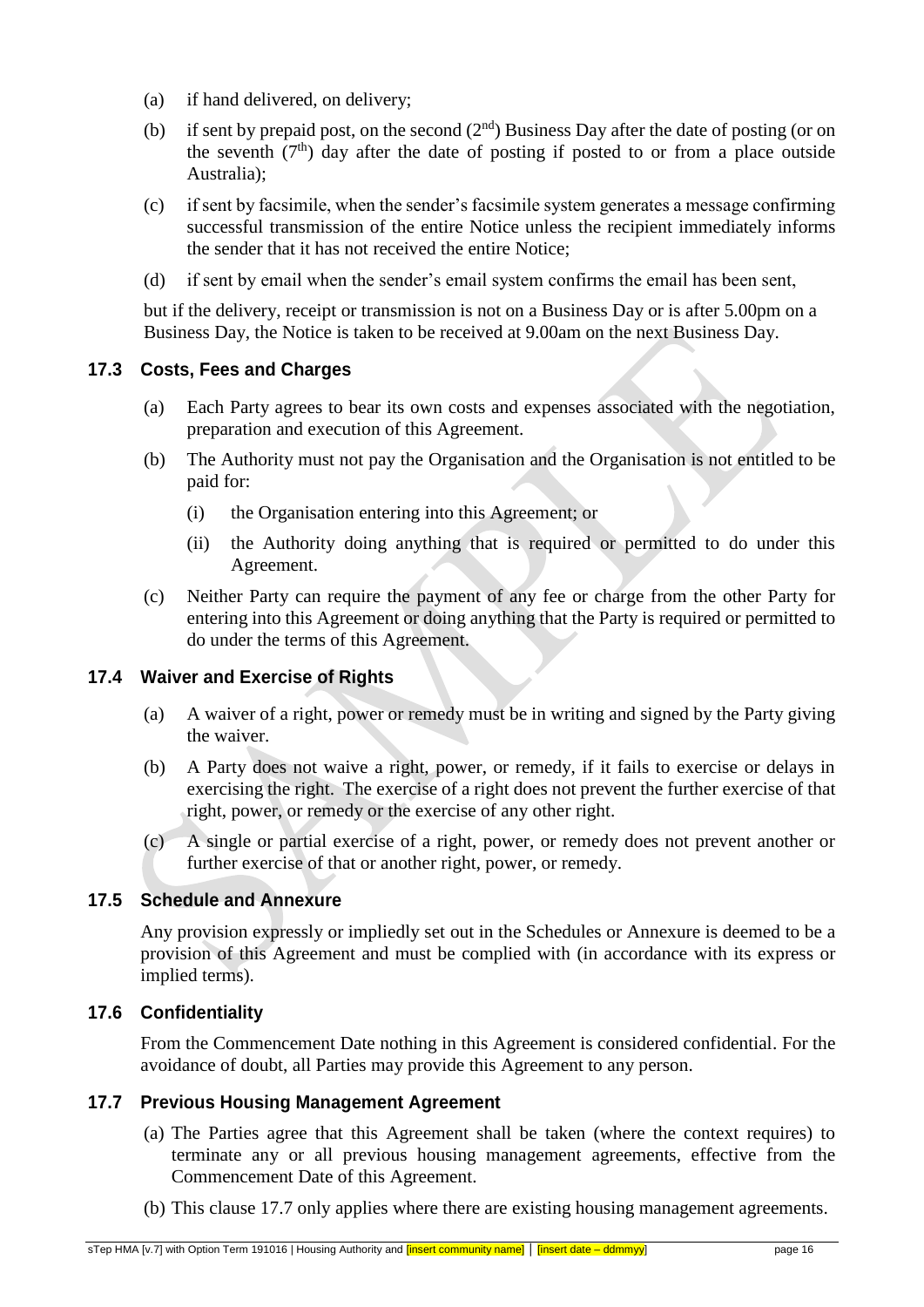(a) if hand delivered, on delivery;

(b) if sent by prepaid post, on the second (2nd) Business Day after the date of posting (or on the seventh (7th) day after the date of posting if posted to or from a place outside Australia);

(c) if sent by facsimile, when the sender's facsimile system generates a message confirming successful transmission of the entire Notice unless the recipient immediately informs the sender that it has not received the entire Notice;

(d) if sent by email when the sender's email system confirms the email has been sent,

but if the delivery, receipt or transmission is not on a Business Day or is after 5.00pm on a Business Day, the Notice is taken to be received at 9.00am on the next Business Day.

### 17.3 Costs, Fees and Charges

(a) Each Party agrees to bear its own costs and expenses associated with the negotiation, preparation and execution of this Agreement.

(b) The Authority must not pay the Organisation and the Organisation is not entitled to be paid for:

  (i) the Organisation entering into this Agreement; or

  (ii) the Authority doing anything that is required or permitted to do under this Agreement.

(c) Neither Party can require the payment of any fee or charge from the other Party for entering into this Agreement or doing anything that the Party is required or permitted to do under the terms of this Agreement.

### 17.4 Waiver and Exercise of Rights

(a) A waiver of a right, power or remedy must be in writing and signed by the Party giving the waiver.

(b) A Party does not waive a right, power, or remedy, if it fails to exercise or delays in exercising the right. The exercise of a right does not prevent the further exercise of that right, power, or remedy or the exercise of any other right.

(c) A single or partial exercise of a right, power, or remedy does not prevent another or further exercise of that or another right, power, or remedy.

### 17.5 Schedule and Annexure

Any provision expressly or impliedly set out in the Schedules or Annexure is deemed to be a provision of this Agreement and must be complied with (in accordance with its express or implied terms).

### 17.6 Confidentiality

From the Commencement Date nothing in this Agreement is considered confidential. For the avoidance of doubt, all Parties may provide this Agreement to any person.

### 17.7 Previous Housing Management Agreement

(a) The Parties agree that this Agreement shall be taken (where the context requires) to terminate any or all previous housing management agreements, effective from the Commencement Date of this Agreement.

(b) This clause 17.7 only applies where there are existing housing management agreements.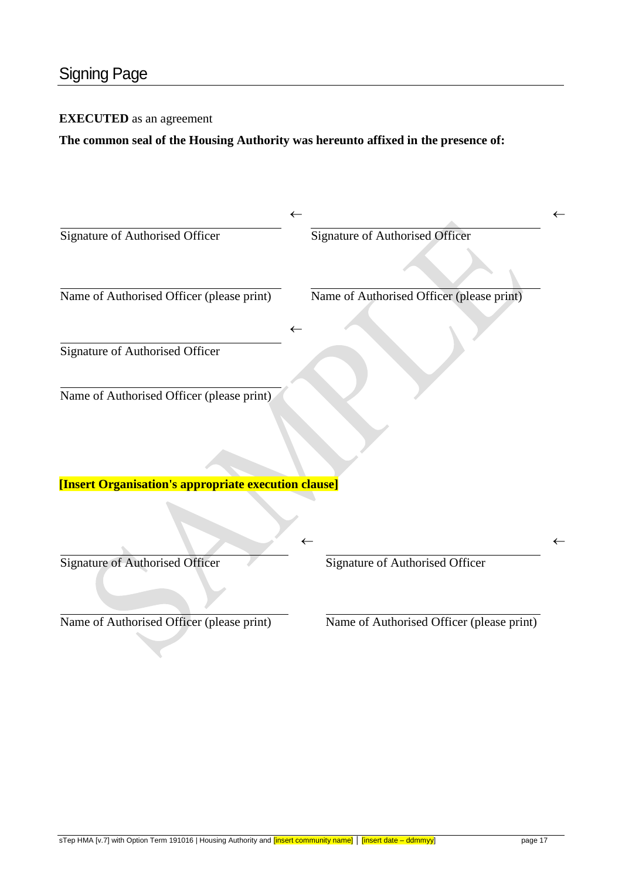## Signing Page

**EXECUTED** as an agreement

**The common seal of the Housing Authority was hereunto affixed in the presence of:**

| | | | |
|---|---|---|---|
| ______________________________ | ← | ______________________________ | ← |
| Signature of Authorised Officer | | Signature of Authorised Officer | |
| ______________________________ | | ______________________________ | |
| Name of Authorised Officer (please print) | | Name of Authorised Officer (please print) | |
| ______________________________ | ← | | |
| Signature of Authorised Officer | | | |
| ______________________________ | | | |
| Name of Authorised Officer (please print) | | | |

**[Insert Organisation's appropriate execution clause]**

| | | | |
|---|---|---|---|
| ______________________________ | ← | ______________________________ | ← |
| Signature of Authorised Officer | | Signature of Authorised Officer | |
| ______________________________ | | ______________________________ | |
| Name of Authorised Officer (please print) | | Name of Authorised Officer (please print) | |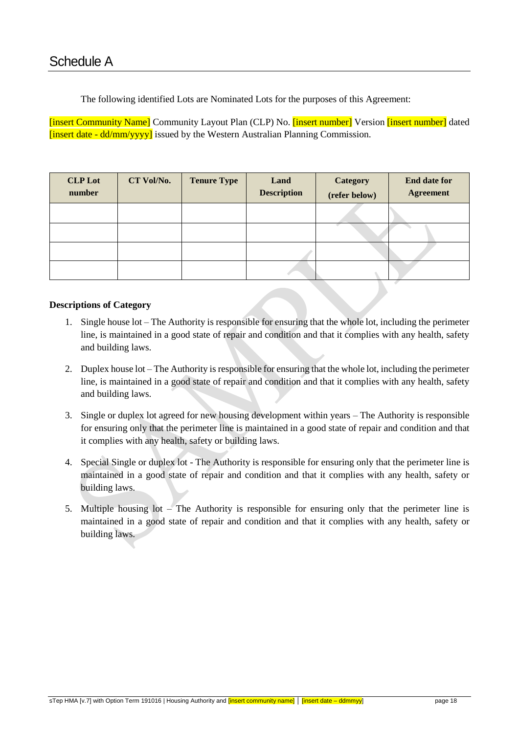# Schedule A

The following identified Lots are Nominated Lots for the purposes of this Agreement:

[insert Community Name] Community Layout Plan (CLP) No. [insert number] Version [insert number] dated [insert date - dd/mm/yyyy] issued by the Western Australian Planning Commission.

| CLP Lot number | CT Vol/No. | Tenure Type | Land Description | Category (refer below) | End date for Agreement |
|---|---|---|---|---|---|
| | | | | | |
| | | | | | |
| | | | | | |
| | | | | | |

**Descriptions of Category**

1. Single house lot – The Authority is responsible for ensuring that the whole lot, including the perimeter line, is maintained in a good state of repair and condition and that it complies with any health, safety and building laws.

2. Duplex house lot – The Authority is responsible for ensuring that the whole lot, including the perimeter line, is maintained in a good state of repair and condition and that it complies with any health, safety and building laws.

3. Single or duplex lot agreed for new housing development within years – The Authority is responsible for ensuring only that the perimeter line is maintained in a good state of repair and condition and that it complies with any health, safety or building laws.

4. Special Single or duplex lot - The Authority is responsible for ensuring only that the perimeter line is maintained in a good state of repair and condition and that it complies with any health, safety or building laws.

5. Multiple housing lot – The Authority is responsible for ensuring only that the perimeter line is maintained in a good state of repair and condition and that it complies with any health, safety or building laws.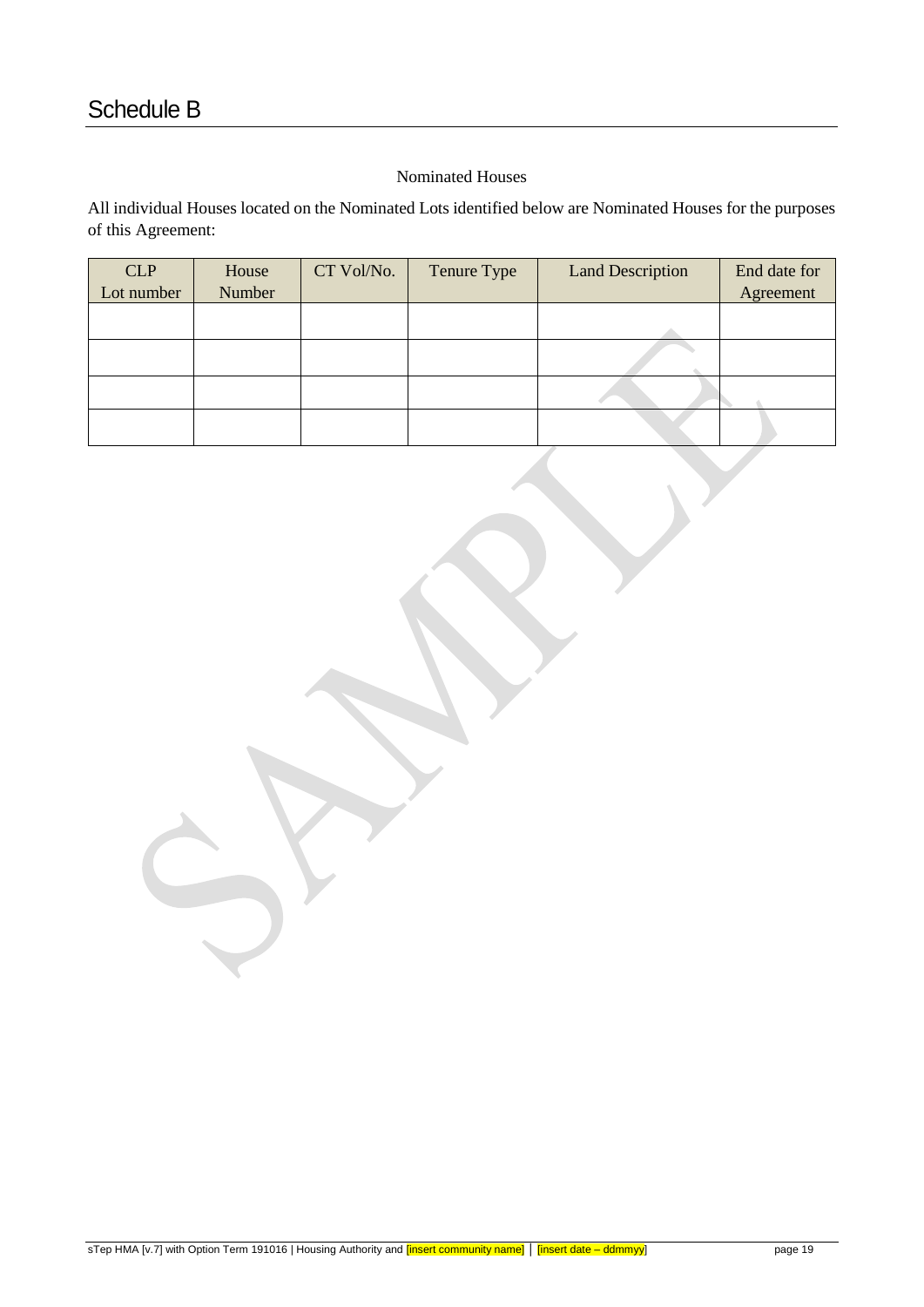# Schedule B

Nominated Houses

All individual Houses located on the Nominated Lots identified below are Nominated Houses for the purposes of this Agreement:

| CLP Lot number | House Number | CT Vol/No. | Tenure Type | Land Description | End date for Agreement |
|---|---|---|---|---|---|
| | | | | | |
| | | | | | |
| | | | | | |
| | | | | | |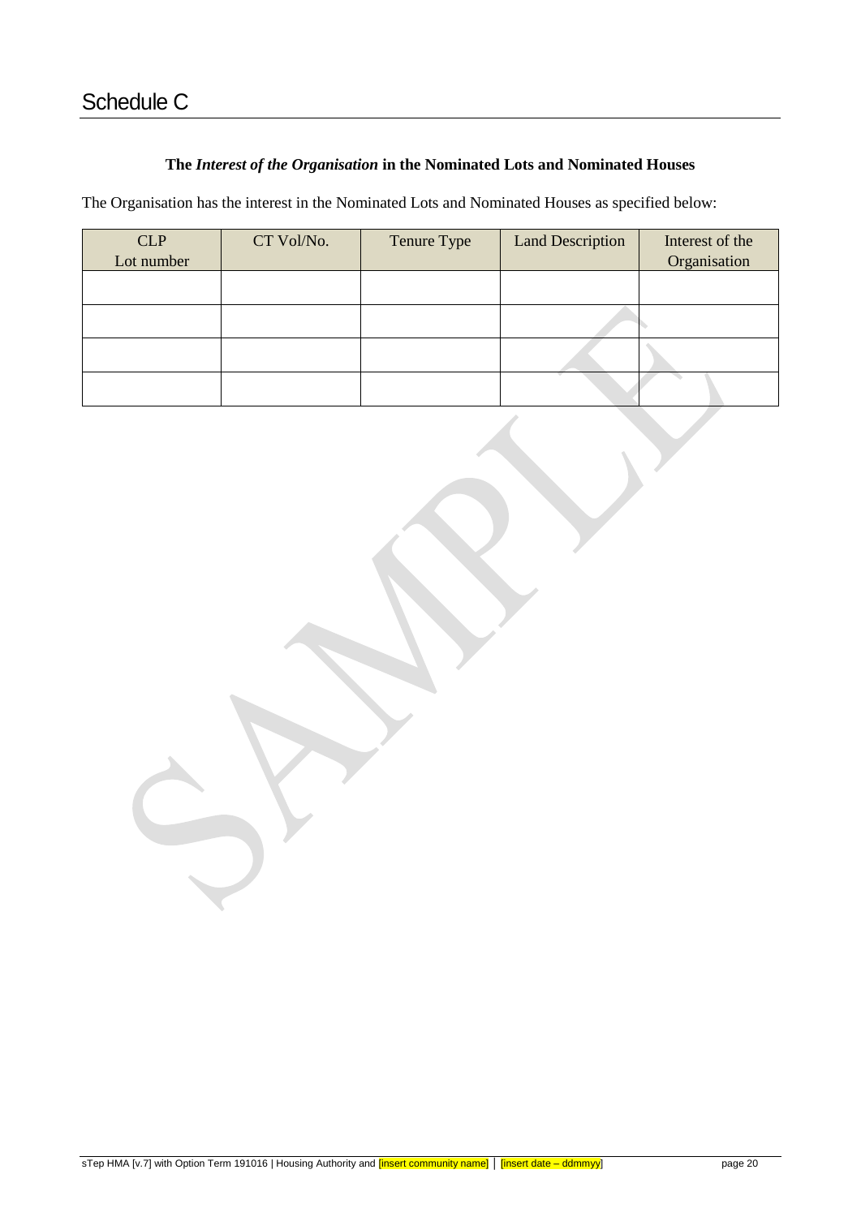# Schedule C

**The *Interest of the Organisation* in the Nominated Lots and Nominated Houses**

The Organisation has the interest in the Nominated Lots and Nominated Houses as specified below:

| CLP Lot number | CT Vol/No. | Tenure Type | Land Description | Interest of the Organisation |
|---|---|---|---|---|
| | | | | |
| | | | | |
| | | | | |
| | | | | |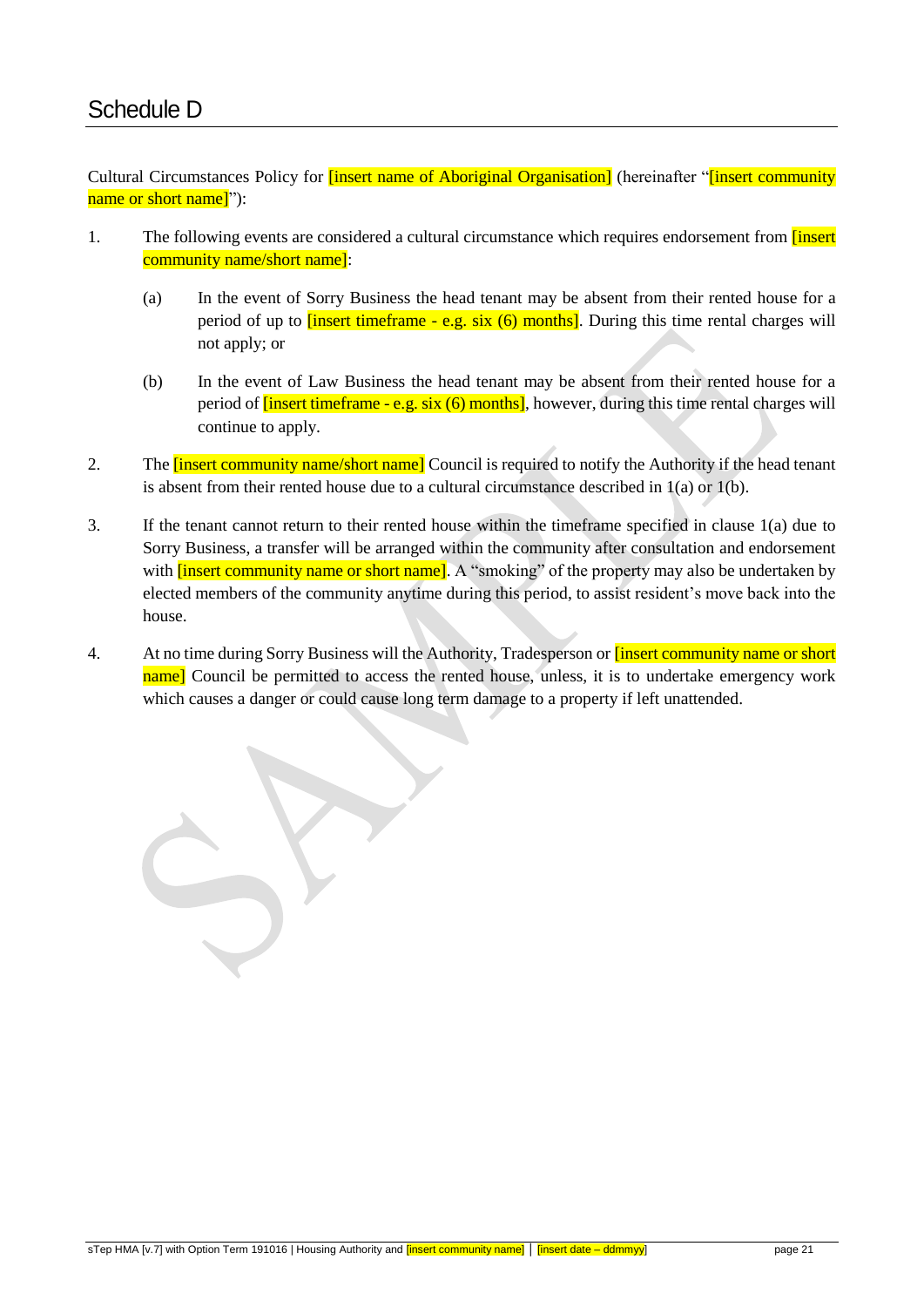# Schedule D

Cultural Circumstances Policy for [insert name of Aboriginal Organisation] (hereinafter "[insert community name or short name]"):

1. The following events are considered a cultural circumstance which requires endorsement from [insert community name/short name]:

   (a) In the event of Sorry Business the head tenant may be absent from their rented house for a period of up to [insert timeframe - e.g. six (6) months]. During this time rental charges will not apply; or

   (b) In the event of Law Business the head tenant may be absent from their rented house for a period of [insert timeframe - e.g. six (6) months], however, during this time rental charges will continue to apply.

2. The [insert community name/short name] Council is required to notify the Authority if the head tenant is absent from their rented house due to a cultural circumstance described in 1(a) or 1(b).

3. If the tenant cannot return to their rented house within the timeframe specified in clause 1(a) due to Sorry Business, a transfer will be arranged within the community after consultation and endorsement with [insert community name or short name]. A "smoking" of the property may also be undertaken by elected members of the community anytime during this period, to assist resident's move back into the house.

4. At no time during Sorry Business will the Authority, Tradesperson or [insert community name or short name] Council be permitted to access the rented house, unless, it is to undertake emergency work which causes a danger or could cause long term damage to a property if left unattended.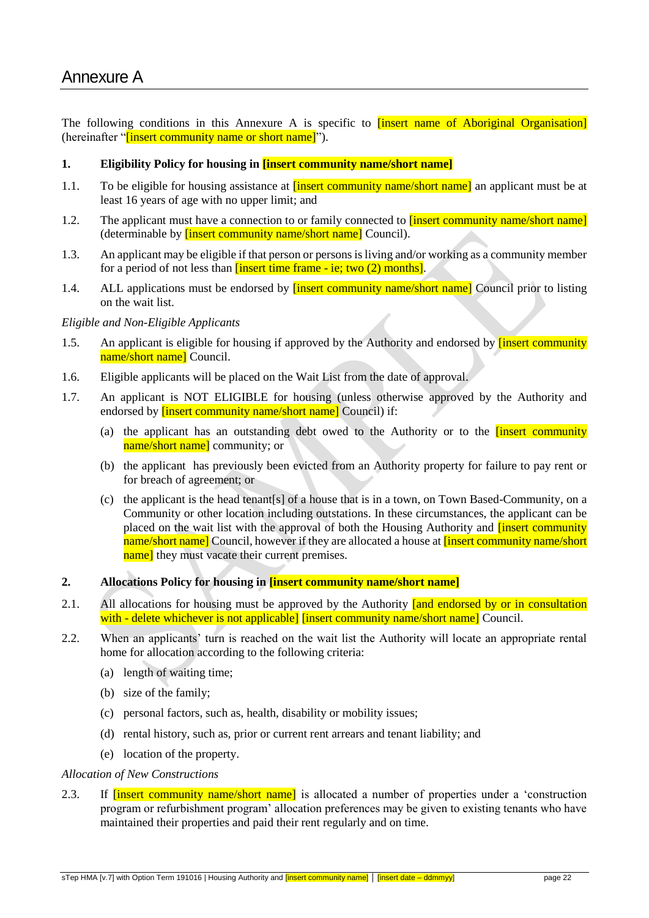# Annexure A

The following conditions in this Annexure A is specific to [insert name of Aboriginal Organisation] (hereinafter "[insert community name or short name]").

**1. Eligibility Policy for housing in [insert community name/short name]**

1.1. To be eligible for housing assistance at [insert community name/short name] an applicant must be at least 16 years of age with no upper limit; and

1.2. The applicant must have a connection to or family connected to [insert community name/short name] (determinable by [insert community name/short name] Council).

1.3. An applicant may be eligible if that person or persons is living and/or working as a community member for a period of not less than [insert time frame - ie; two (2) months].

1.4. ALL applications must be endorsed by [insert community name/short name] Council prior to listing on the wait list.

*Eligible and Non-Eligible Applicants*

1.5. An applicant is eligible for housing if approved by the Authority and endorsed by [insert community name/short name] Council.

1.6. Eligible applicants will be placed on the Wait List from the date of approval.

1.7. An applicant is NOT ELIGIBLE for housing (unless otherwise approved by the Authority and endorsed by [insert community name/short name] Council) if:

(a) the applicant has an outstanding debt owed to the Authority or to the [insert community name/short name] community; or

(b) the applicant has previously been evicted from an Authority property for failure to pay rent or for breach of agreement; or

(c) the applicant is the head tenant[s] of a house that is in a town, on Town Based-Community, on a Community or other location including outstations. In these circumstances, the applicant can be placed on the wait list with the approval of both the Housing Authority and [insert community name/short name] Council, however if they are allocated a house at [insert community name/short name] they must vacate their current premises.

**2. Allocations Policy for housing in [insert community name/short name]**

2.1. All allocations for housing must be approved by the Authority [and endorsed by or in consultation with - delete whichever is not applicable] [insert community name/short name] Council.

2.2. When an applicants' turn is reached on the wait list the Authority will locate an appropriate rental home for allocation according to the following criteria:

(a) length of waiting time;

(b) size of the family;

(c) personal factors, such as, health, disability or mobility issues;

(d) rental history, such as, prior or current rent arrears and tenant liability; and

(e) location of the property.

*Allocation of New Constructions*

2.3. If [insert community name/short name] is allocated a number of properties under a 'construction program or refurbishment program' allocation preferences may be given to existing tenants who have maintained their properties and paid their rent regularly and on time.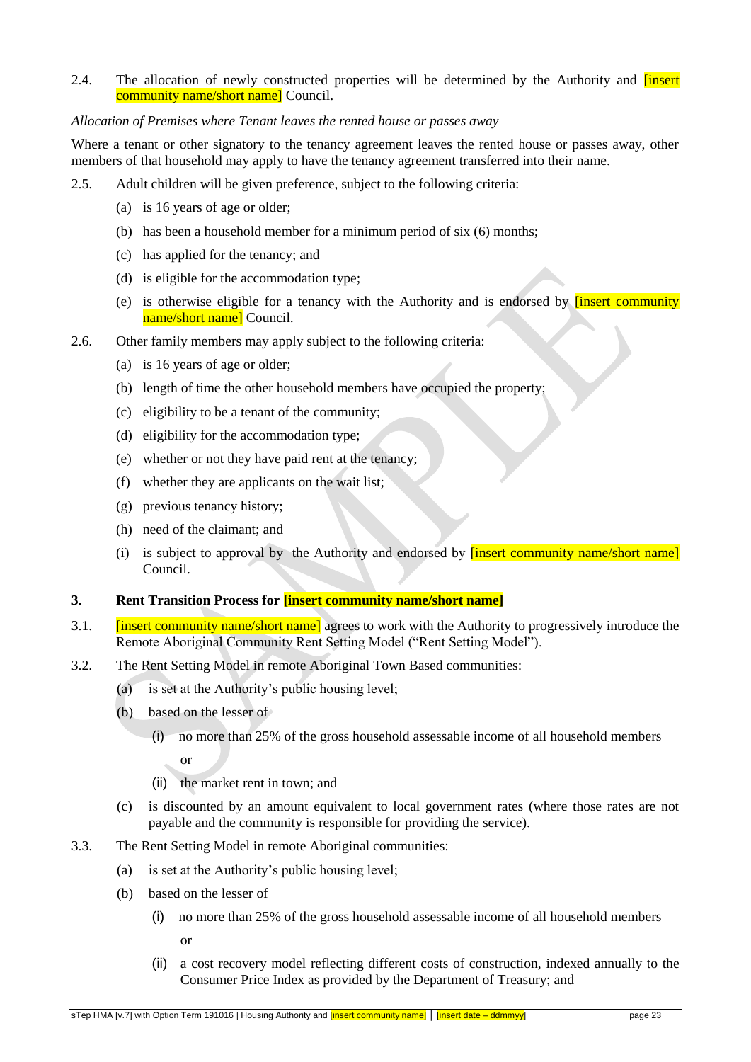2.4. The allocation of newly constructed properties will be determined by the Authority and [insert community name/short name] Council.

*Allocation of Premises where Tenant leaves the rented house or passes away*

Where a tenant or other signatory to the tenancy agreement leaves the rented house or passes away, other members of that household may apply to have the tenancy agreement transferred into their name.

2.5. Adult children will be given preference, subject to the following criteria:

   (a) is 16 years of age or older;

   (b) has been a household member for a minimum period of six (6) months;

   (c) has applied for the tenancy; and

   (d) is eligible for the accommodation type;

   (e) is otherwise eligible for a tenancy with the Authority and is endorsed by [insert community name/short name] Council.

2.6. Other family members may apply subject to the following criteria:

   (a) is 16 years of age or older;

   (b) length of time the other household members have occupied the property;

   (c) eligibility to be a tenant of the community;

   (d) eligibility for the accommodation type;

   (e) whether or not they have paid rent at the tenancy;

   (f) whether they are applicants on the wait list;

   (g) previous tenancy history;

   (h) need of the claimant; and

   (i) is subject to approval by the Authority and endorsed by [insert community name/short name] Council.

### 3. Rent Transition Process for [insert community name/short name]

3.1. [insert community name/short name] agrees to work with the Authority to progressively introduce the Remote Aboriginal Community Rent Setting Model ("Rent Setting Model").

3.2. The Rent Setting Model in remote Aboriginal Town Based communities:

   (a) is set at the Authority's public housing level;

   (b) based on the lesser of

      (i) no more than 25% of the gross household assessable income of all household members

      or

      (ii) the market rent in town; and

   (c) is discounted by an amount equivalent to local government rates (where those rates are not payable and the community is responsible for providing the service).

3.3. The Rent Setting Model in remote Aboriginal communities:

   (a) is set at the Authority's public housing level;

   (b) based on the lesser of

      (i) no more than 25% of the gross household assessable income of all household members

      or

      (ii) a cost recovery model reflecting different costs of construction, indexed annually to the Consumer Price Index as provided by the Department of Treasury; and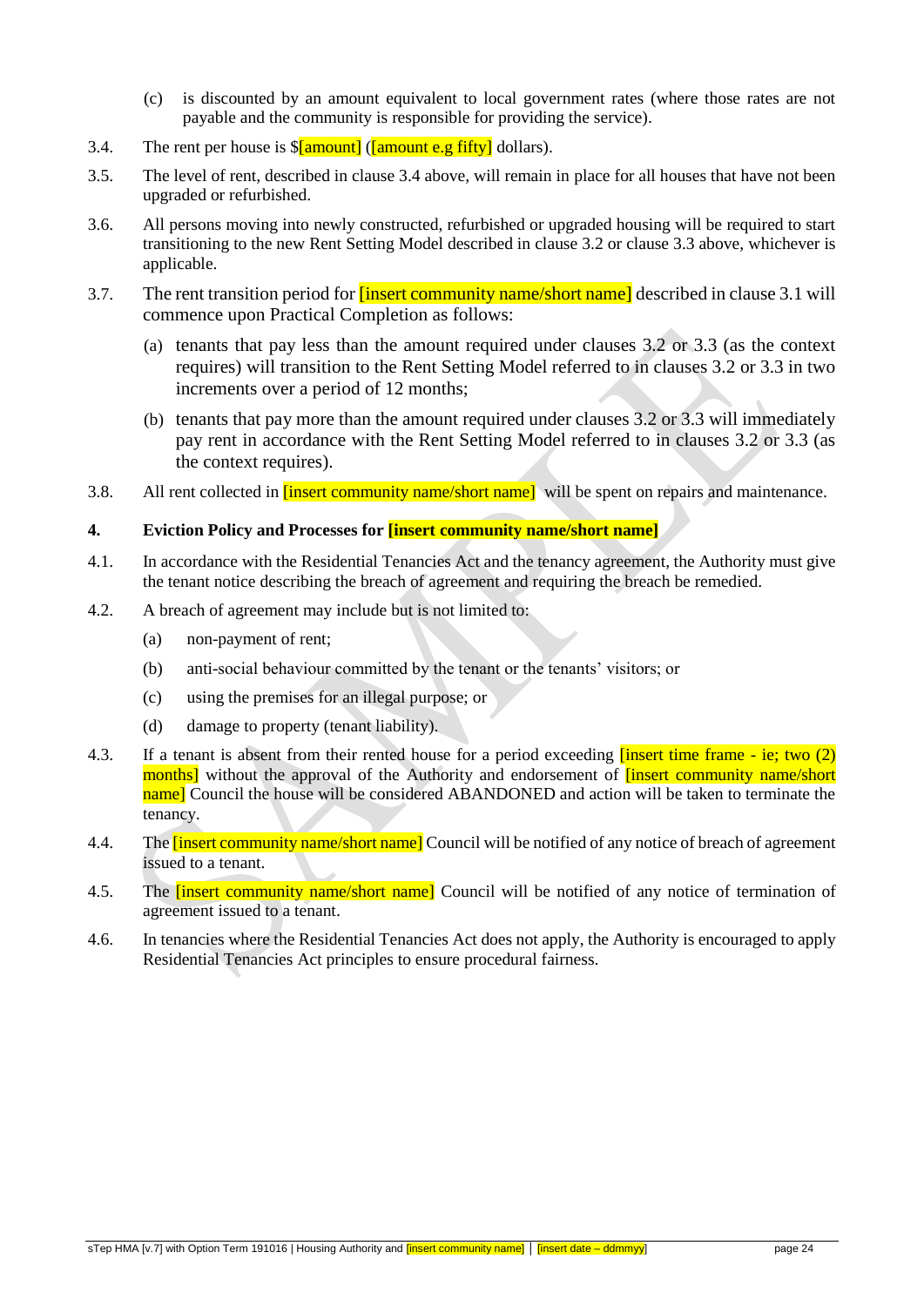(c) is discounted by an amount equivalent to local government rates (where those rates are not payable and the community is responsible for providing the service).

3.4. The rent per house is $[amount] ([amount e.g fifty] dollars).

3.5. The level of rent, described in clause 3.4 above, will remain in place for all houses that have not been upgraded or refurbished.

3.6. All persons moving into newly constructed, refurbished or upgraded housing will be required to start transitioning to the new Rent Setting Model described in clause 3.2 or clause 3.3 above, whichever is applicable.

3.7. The rent transition period for [insert community name/short name] described in clause 3.1 will commence upon Practical Completion as follows:

(a) tenants that pay less than the amount required under clauses 3.2 or 3.3 (as the context requires) will transition to the Rent Setting Model referred to in clauses 3.2 or 3.3 in two increments over a period of 12 months;

(b) tenants that pay more than the amount required under clauses 3.2 or 3.3 will immediately pay rent in accordance with the Rent Setting Model referred to in clauses 3.2 or 3.3 (as the context requires).

3.8. All rent collected in [insert community name/short name] will be spent on repairs and maintenance.

**4. Eviction Policy and Processes for [insert community name/short name]**

4.1. In accordance with the Residential Tenancies Act and the tenancy agreement, the Authority must give the tenant notice describing the breach of agreement and requiring the breach be remedied.

4.2. A breach of agreement may include but is not limited to:

(a) non-payment of rent;

(b) anti-social behaviour committed by the tenant or the tenants' visitors; or

(c) using the premises for an illegal purpose; or

(d) damage to property (tenant liability).

4.3. If a tenant is absent from their rented house for a period exceeding [insert time frame - ie; two (2) months] without the approval of the Authority and endorsement of [insert community name/short name] Council the house will be considered ABANDONED and action will be taken to terminate the tenancy.

4.4. The [insert community name/short name] Council will be notified of any notice of breach of agreement issued to a tenant.

4.5. The [insert community name/short name] Council will be notified of any notice of termination of agreement issued to a tenant.

4.6. In tenancies where the Residential Tenancies Act does not apply, the Authority is encouraged to apply Residential Tenancies Act principles to ensure procedural fairness.